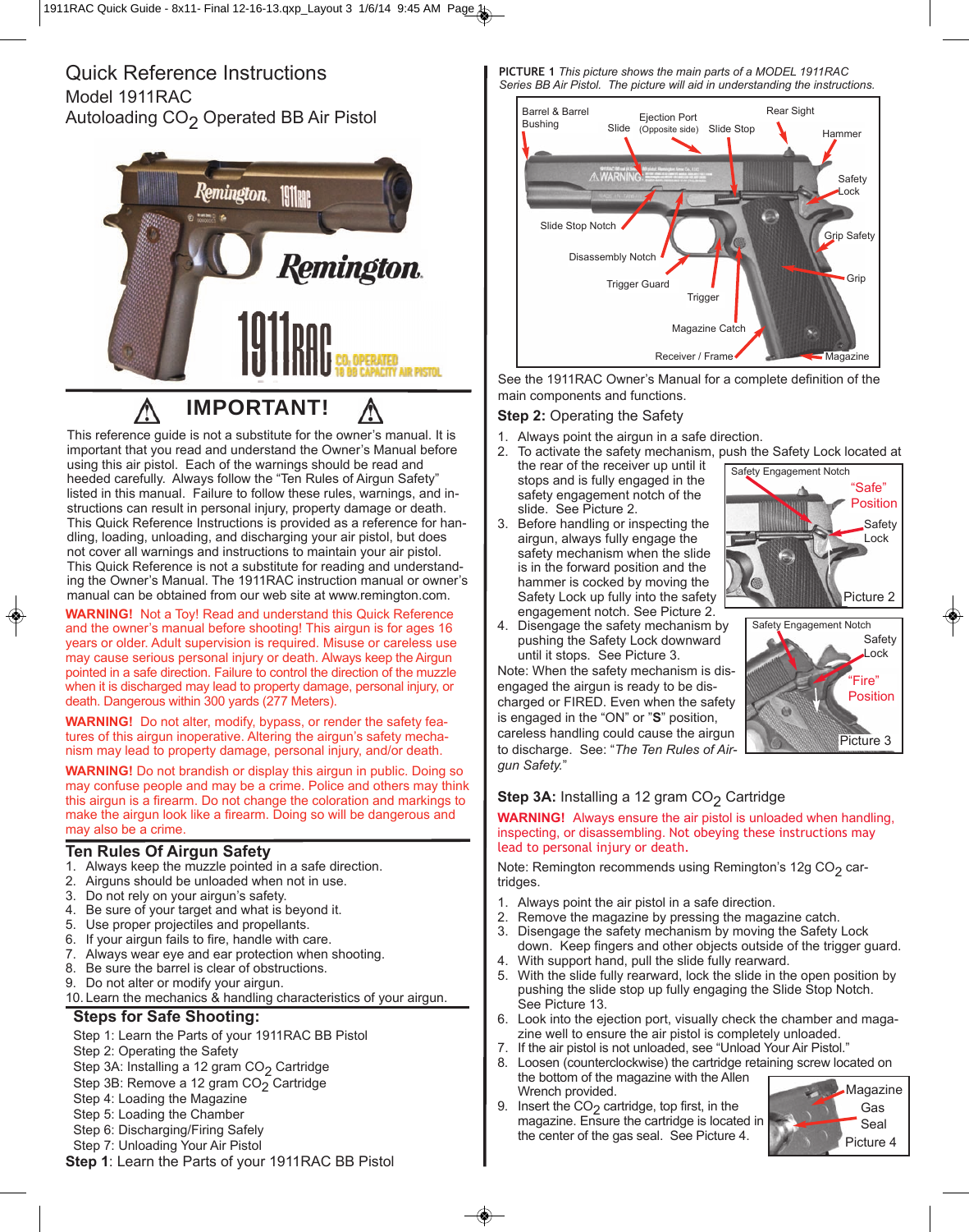# Quick Reference Instructions

## Model 1911RAC

## Autoloading $CO_2$ Operated BB Air Pistol

## IMPORTANT!

This reference guide is not a substitute for the owner's manual. It is important that you read and understand the Owner's Manual before using this air pistol. Each of the warnings should be read and heeded carefully. Always follow the "Ten Rules of Airgun Safety" listed in this manual. Failure to follow these rules, warnings, and instructions can result in personal injury, property damage or death. This Quick Reference Instructions is provided as a reference for handling, loading, unloading, and discharging your air pistol, but does not cover all warnings and instructions to maintain your air pistol. This Quick Reference is not a substitute for reading and understanding the Owner's Manual. The 1911RAC instruction manual or owner's manual can be obtained from our web site at www.remington.com.

**WARNING!** Not a Toy! Read and understand this Quick Reference and the owner's manual before shooting! This airgun is for ages 16 years or older. Adult supervision is required. Misuse or careless use may cause serious personal injury or death. Always keep the Airgun pointed in a safe direction. Failure to control the direction of the muzzle when it is discharged may lead to property damage, personal injury, or death. Dangerous within 300 yards (277 Meters).

**WARNING!** Do not alter, modify, bypass, or render the safety features of this airgun inoperative. Altering the airgun's safety mechanism may lead to property damage, personal injury, and/or death.

**WARNING!** Do not brandish or display this airgun in public. Doing so may confuse people and may be a crime. Police and others may think this airgun is a firearm. Do not change the coloration and markings to make the airgun look like a firearm. Doing so will be dangerous and may also be a crime.

## Ten Rules Of Airgun Safety

1. Always keep the muzzle pointed in a safe direction.
2. Airguns should be unloaded when not in use.
3. Do not rely on your airgun's safety.
4. Be sure of your target and what is beyond it.
5. Use proper projectiles and propellants.
6. If your airgun fails to fire, handle with care.
7. Always wear eye and ear protection when shooting.
8. Be sure the barrel is clear of obstructions.
9. Do not alter or modify your airgun.
10. Learn the mechanics & handling characteristics of your airgun.

## Steps for Safe Shooting:

Step 1: Learn the Parts of your 1911RAC BB Pistol
Step 2: Operating the Safety
Step 3A: Installing a 12 gram $CO_2$ Cartridge
Step 3B: Remove a 12 gram $CO_2$ Cartridge
Step 4: Loading the Magazine
Step 5: Loading the Chamber
Step 6: Discharging/Firing Safely
Step 7: Unloading Your Air Pistol

**Step 1**: Learn the Parts of your 1911RAC BB Pistol

**PICTURE 1** *This picture shows the main parts of a MODEL 1911RAC Series BB Air Pistol. The picture will aid in understanding the instructions.*

Barrel & Barrel Bushing, Slide, Ejection Port (Opposite side), Slide Stop, Rear Sight, Hammer, Safety Lock, Grip Safety, Grip, Slide Stop Notch, Disassembly Notch, Trigger Guard, Trigger, Magazine Catch, Receiver / Frame, Magazine

See the 1911RAC Owner's Manual for a complete definition of the main components and functions.

**Step 2:** Operating the Safety

1. Always point the airgun in a safe direction.
2. To activate the safety mechanism, push the Safety Lock located at the rear of the receiver up until it stops and is fully engaged in the safety engagement notch of the slide. See Picture 2.
3. Before handling or inspecting the airgun, always fully engage the safety mechanism when the slide is in the forward position and the hammer is cocked by moving the Safety Lock up fully into the safety engagement notch. See Picture 2.
4. Disengage the safety mechanism by pushing the Safety Lock downward until it stops. See Picture 3.

Safety Engagement Notch, "Safe" Position, Safety Lock — Picture 2

Safety Engagement Notch, Safety Lock, "Fire" Position — Picture 3

Note: When the safety mechanism is disengaged the airgun is ready to be discharged or FIRED. Even when the safety is engaged in the "ON" or "**S**" position, careless handling could cause the airgun to discharge. See: "*The Ten Rules of Airgun Safety.*"

**Step 3A:** Installing a 12 gram $CO_2$ Cartridge

**WARNING!** Always ensure the air pistol is unloaded when handling, inspecting, or disassembling. Not obeying these instructions may lead to personal injury or death.

Note: Remington recommends using Remington's 12g $CO_2$ cartridges.

1. Always point the air pistol in a safe direction.
2. Remove the magazine by pressing the magazine catch.
3. Disengage the safety mechanism by moving the Safety Lock down. Keep fingers and other objects outside of the trigger guard.
4. With support hand, pull the slide fully rearward.
5. With the slide fully rearward, lock the slide in the open position by pushing the slide stop up fully engaging the Slide Stop Notch. See Picture 13.
6. Look into the ejection port, visually check the chamber and magazine well to ensure the air pistol is completely unloaded.
7. If the air pistol is not unloaded, see "Unload Your Air Pistol."
8. Loosen (counterclockwise) the cartridge retaining screw located on the bottom of the magazine with the Allen Wrench provided.
9. Insert the $CO_2$ cartridge, top first, in the magazine. Ensure the cartridge is located in the center of the gas seal. See Picture 4.

Magazine, Gas Seal — Picture 4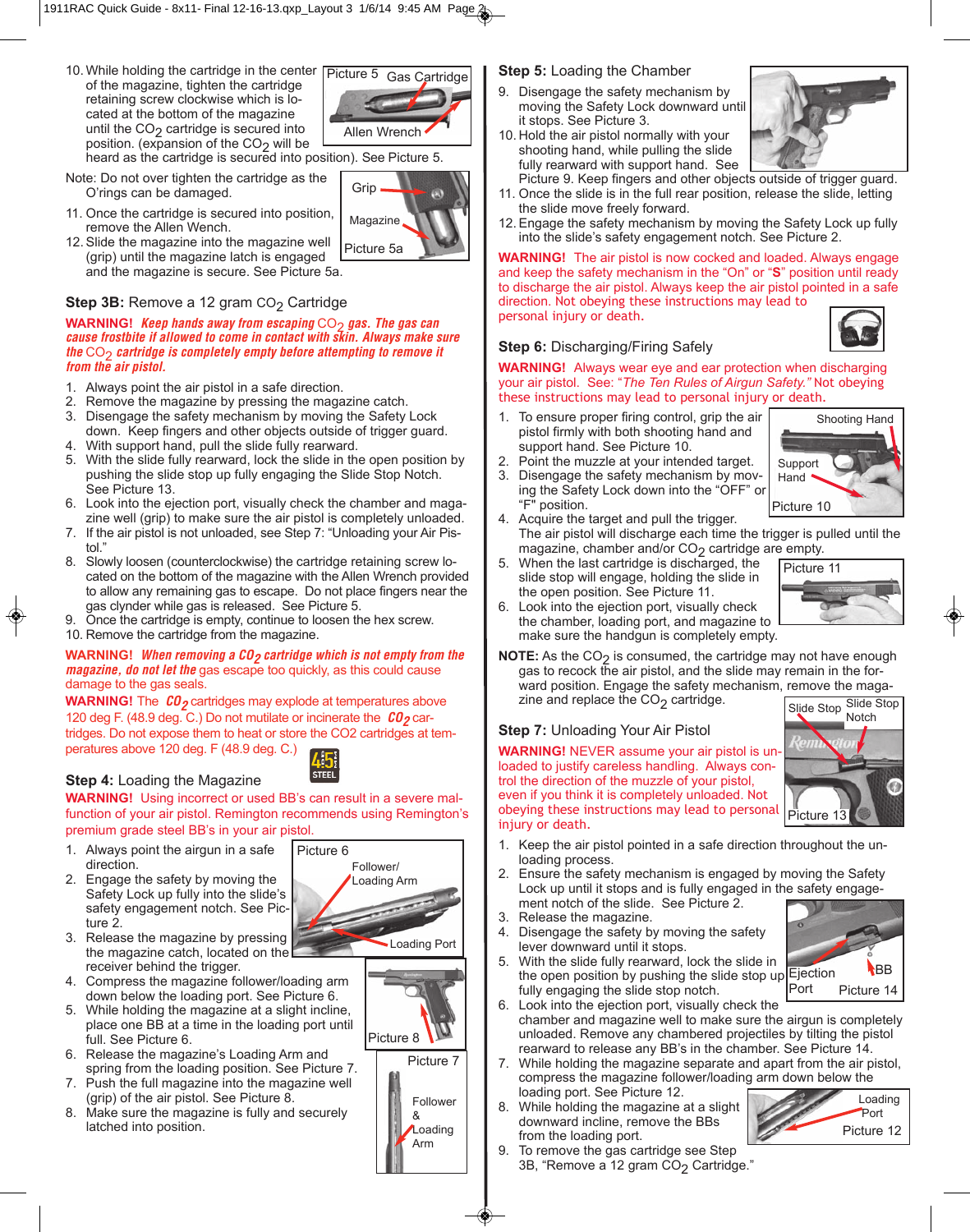10. While holding the cartridge in the center of the magazine, tighten the cartridge retaining screw clockwise which is located at the bottom of the magazine until the $CO_2$ cartridge is secured into position. (expansion of the $CO_2$ will be heard as the cartridge is secured into position). See Picture 5.

Picture 5 Gas Cartridge Allen Wrench

Note: Do not over tighten the cartridge as the O'rings can be damaged.

11. Once the cartridge is secured into position, remove the Allen Wench.
12. Slide the magazine into the magazine well (grip) until the magazine latch is engaged and the magazine is secure. See Picture 5a.

Grip Magazine Picture 5a

### Step 3B: Remove a 12 gram $CO_2$ Cartridge

**WARNING!** ***Keep hands away from escaping $CO_2$ gas. The gas can cause frostbite if allowed to come in contact with skin. Always make sure the $CO_2$ cartridge is completely empty before attempting to remove it from the air pistol.***

1. Always point the air pistol in a safe direction.
2. Remove the magazine by pressing the magazine catch.
3. Disengage the safety mechanism by moving the Safety Lock down. Keep fingers and other objects outside of trigger guard.
4. With support hand, pull the slide fully rearward.
5. With the slide fully rearward, lock the slide in the open position by pushing the slide stop up fully engaging the Slide Stop Notch. See Picture 13.
6. Look into the ejection port, visually check the chamber and magazine well (grip) to make sure the air pistol is completely unloaded.
7. If the air pistol is not unloaded, see Step 7: "Unloading your Air Pistol."
8. Slowly loosen (counterclockwise) the cartridge retaining screw located on the bottom of the magazine with the Allen Wrench provided to allow any remaining gas to escape. Do not place fingers near the gas clynder while gas is released. See Picture 5.
9. Once the cartridge is empty, continue to loosen the hex screw.
10. Remove the cartridge from the magazine.

**WARNING!** ***When removing a $CO_2$ cartridge which is not empty from the magazine, do not let the*** gas escape too quickly, as this could cause damage to the gas seals.

**WARNING!** The ***$CO_2$*** cartridges may explode at temperatures above 120 deg F. (48.9 deg. C.) Do not mutilate or incinerate the ***$CO_2$*** cartridges. Do not expose them to heat or store the CO2 cartridges at temperatures above 120 deg. F (48.9 deg. C.)

### Step 4: Loading the Magazine

**WARNING!** Using incorrect or used BB's can result in a severe malfunction of your air pistol. Remington recommends using Remington's premium grade steel BB's in your air pistol.

1. Always point the airgun in a safe direction.
2. Engage the safety by moving the Safety Lock up fully into the slide's safety engagement notch. See Picture 2.
3. Release the magazine by pressing the magazine catch, located on the receiver behind the trigger.
4. Compress the magazine follower/loading arm down below the loading port. See Picture 6.
5. While holding the magazine at a slight incline, place one BB at a time in the loading port until full. See Picture 6.
6. Release the magazine's Loading Arm and spring from the loading position. See Picture 7.
7. Push the full magazine into the magazine well (grip) of the air pistol. See Picture 8.
8. Make sure the magazine is fully and securely latched into position.

Picture 6 Follower/ Loading Arm Loading Port

Picture 8

Picture 7 Follower & Loading Arm

### Step 5: Loading the Chamber

9. Disengage the safety mechanism by moving the Safety Lock downward until it stops. See Picture 3.
10. Hold the air pistol normally with your shooting hand, while pulling the slide fully rearward with support hand. See Picture 9. Keep fingers and other objects outside of trigger guard.
11. Once the slide is in the full rear position, release the slide, letting the slide move freely forward.
12. Engage the safety mechanism by moving the Safety Lock up fully into the slide's safety engagement notch. See Picture 2.

**WARNING!** The air pistol is now cocked and loaded. Always engage and keep the safety mechanism in the "On" or "**S**" position until ready to discharge the air pistol. Always keep the air pistol pointed in a safe direction. Not obeying these instructions may lead to personal injury or death.

### Step 6: Discharging/Firing Safely

**WARNING!** Always wear eye and ear protection when discharging your air pistol. See: *"The Ten Rules of Airgun Safety."* Not obeying these instructions may lead to personal injury or death.

1. To ensure proper firing control, grip the air pistol firmly with both shooting hand and support hand. See Picture 10.
2. Point the muzzle at your intended target.
3. Disengage the safety mechanism by moving the Safety Lock down into the "OFF" or "F" position.
4. Acquire the target and pull the trigger. The air pistol will discharge each time the trigger is pulled until the magazine, chamber and/or $CO_2$ cartridge are empty.
5. When the last cartridge is discharged, the slide stop will engage, holding the slide in the open position. See Picture 11.
6. Look into the ejection port, visually check the chamber, loading port, and magazine to make sure the handgun is completely empty.

Shooting Hand Support Hand Picture 10

Picture 11

**NOTE:** As the $CO_2$ is consumed, the cartridge may not have enough gas to recock the air pistol, and the slide may remain in the forward position. Engage the safety mechanism, remove the magazine and replace the $CO_2$ cartridge.

### Step 7: Unloading Your Air Pistol

**WARNING!** NEVER assume your air pistol is unloaded to justify careless handling. Always control the direction of the muzzle of your pistol, even if you think it is completely unloaded. Not obeying these instructions may lead to personal injury or death.

Slide Stop Slide Stop Notch Picture 13

1. Keep the air pistol pointed in a safe direction throughout the unloading process.
2. Ensure the safety mechanism is engaged by moving the Safety Lock up until it stops and is fully engaged in the safety engagement notch of the slide. See Picture 2.
3. Release the magazine.
4. Disengage the safety by moving the safety lever downward until it stops.
5. With the slide fully rearward, lock the slide in the open position by pushing the slide stop up fully engaging the slide stop notch.
6. Look into the ejection port, visually check the chamber and magazine well to make sure the airgun is completely unloaded. Remove any chambered projectiles by tilting the pistol rearward to release any BB's in the chamber. See Picture 14.
7. While holding the magazine separate and apart from the air pistol, compress the magazine follower/loading arm down below the loading port. See Picture 12.
8. While holding the magazine at a slight downward incline, remove the BBs from the loading port.
9. To remove the gas cartridge see Step 3B, "Remove a 12 gram $CO_2$ Cartridge."

Ejection Port BB Picture 14

Loading Port Picture 12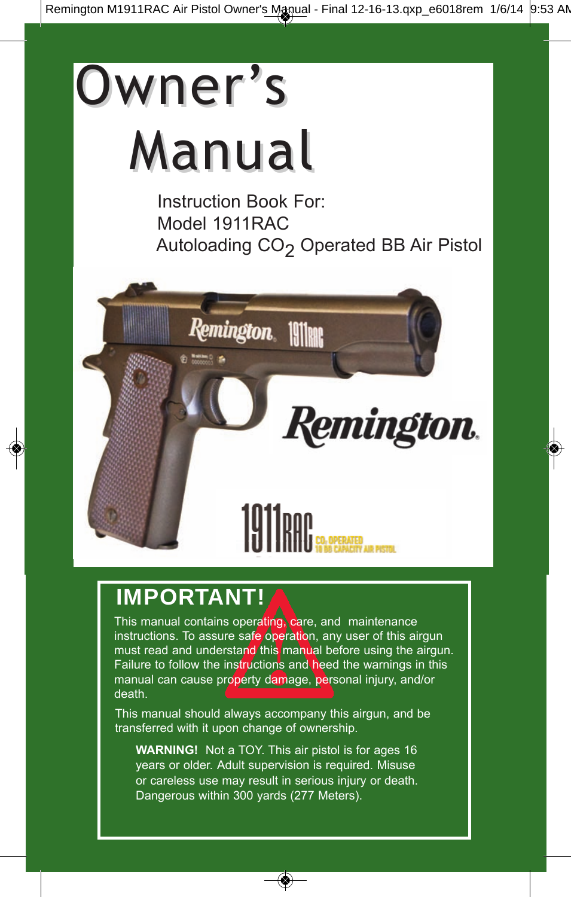# Owner's Manual

Instruction Book For:
Model 1911RAC
Autoloading $CO_2$ Operated BB Air Pistol

Remington.

1911RAC $CO_2$ OPERATED 18 BB CAPACITY AIR PISTOL

## IMPORTANT!

This manual contains operating, care, and maintenance instructions. To assure safe operation, any user of this airgun must read and understand this manual before using the airgun. Failure to follow the instructions and heed the warnings in this manual can cause property damage, personal injury, and/or death.

This manual should always accompany this airgun, and be transferred with it upon change of ownership.

**WARNING!** Not a TOY. This air pistol is for ages 16 years or older. Adult supervision is required. Misuse or careless use may result in serious injury or death. Dangerous within 300 yards (277 Meters).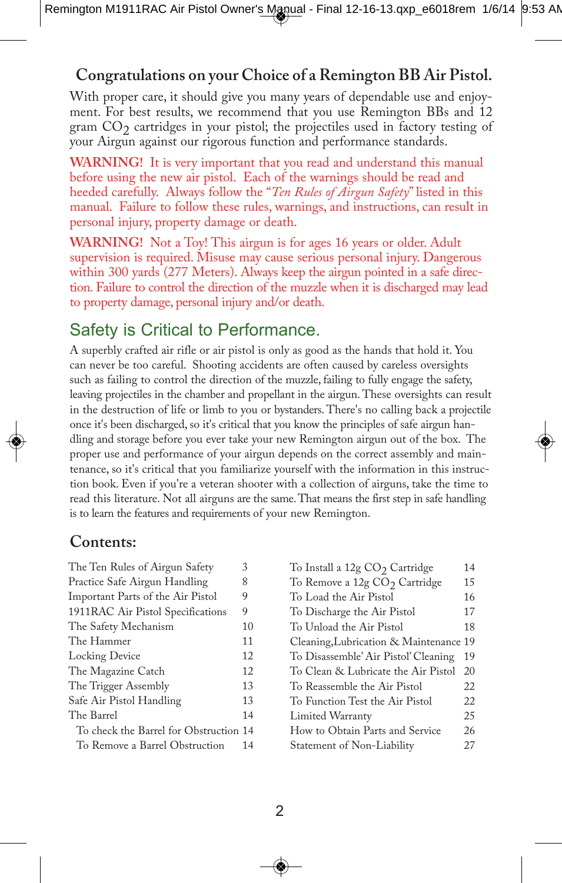## Congratulations on your Choice of a Remington BB Air Pistol.

With proper care, it should give you many years of dependable use and enjoyment. For best results, we recommend that you use Remington BBs and 12 gram $CO_2$ cartridges in your pistol; the projectiles used in factory testing of your Airgun against our rigorous function and performance standards.

**WARNING!** It is very important that you read and understand this manual before using the new air pistol. Each of the warnings should be read and heeded carefully. Always follow the "*Ten Rules of Airgun Safety*" listed in this manual. Failure to follow these rules, warnings, and instructions, can result in personal injury, property damage or death.

**WARNING!** Not a Toy! This airgun is for ages 16 years or older. Adult supervision is required. Misuse may cause serious personal injury. Dangerous within 300 yards (277 Meters). Always keep the airgun pointed in a safe direction. Failure to control the direction of the muzzle when it is discharged may lead to property damage, personal injury and/or death.

## Safety is Critical to Performance.

A superbly crafted air rifle or air pistol is only as good as the hands that hold it. You can never be too careful. Shooting accidents are often caused by careless oversights such as failing to control the direction of the muzzle, failing to fully engage the safety, leaving projectiles in the chamber and propellant in the airgun. These oversights can result in the destruction of life or limb to you or bystanders. There's no calling back a projectile once it's been discharged, so it's critical that you know the principles of safe airgun handling and storage before you ever take your new Remington airgun out of the box. The proper use and performance of your airgun depends on the correct assembly and maintenance, so it's critical that you familiarize yourself with the information in this instruction book. Even if you're a veteran shooter with a collection of airguns, take the time to read this literature. Not all airguns are the same. That means the first step in safe handling is to learn the features and requirements of your new Remington.

## Contents:

| | |
|---|---|
| The Ten Rules of Airgun Safety | 3 |
| Practice Safe Airgun Handling | 8 |
| Important Parts of the Air Pistol | 9 |
| 1911RAC Air Pistol Specifications | 9 |
| The Safety Mechanism | 10 |
| The Hammer | 11 |
| Locking Device | 12 |
| The Magazine Catch | 12 |
| The Trigger Assembly | 13 |
| Safe Air Pistol Handling | 13 |
| The Barrel | 14 |
| To check the Barrel for Obstruction | 14 |
| To Remove a Barrel Obstruction | 14 |
| To Install a 12g $CO_2$ Cartridge | 14 |
| To Remove a 12g $CO_2$ Cartridge | 15 |
| To Load the Air Pistol | 16 |
| To Discharge the Air Pistol | 17 |
| To Unload the Air Pistol | 18 |
| Cleaning, Lubrication & Maintenance | 19 |
| To Disassemble' Air Pistol' Cleaning | 19 |
| To Clean & Lubricate the Air Pistol | 20 |
| To Reassemble the Air Pistol | 22 |
| To Function Test the Air Pistol | 22 |
| Limited Warranty | 25 |
| How to Obtain Parts and Service | 26 |
| Statement of Non-Liability | 27 |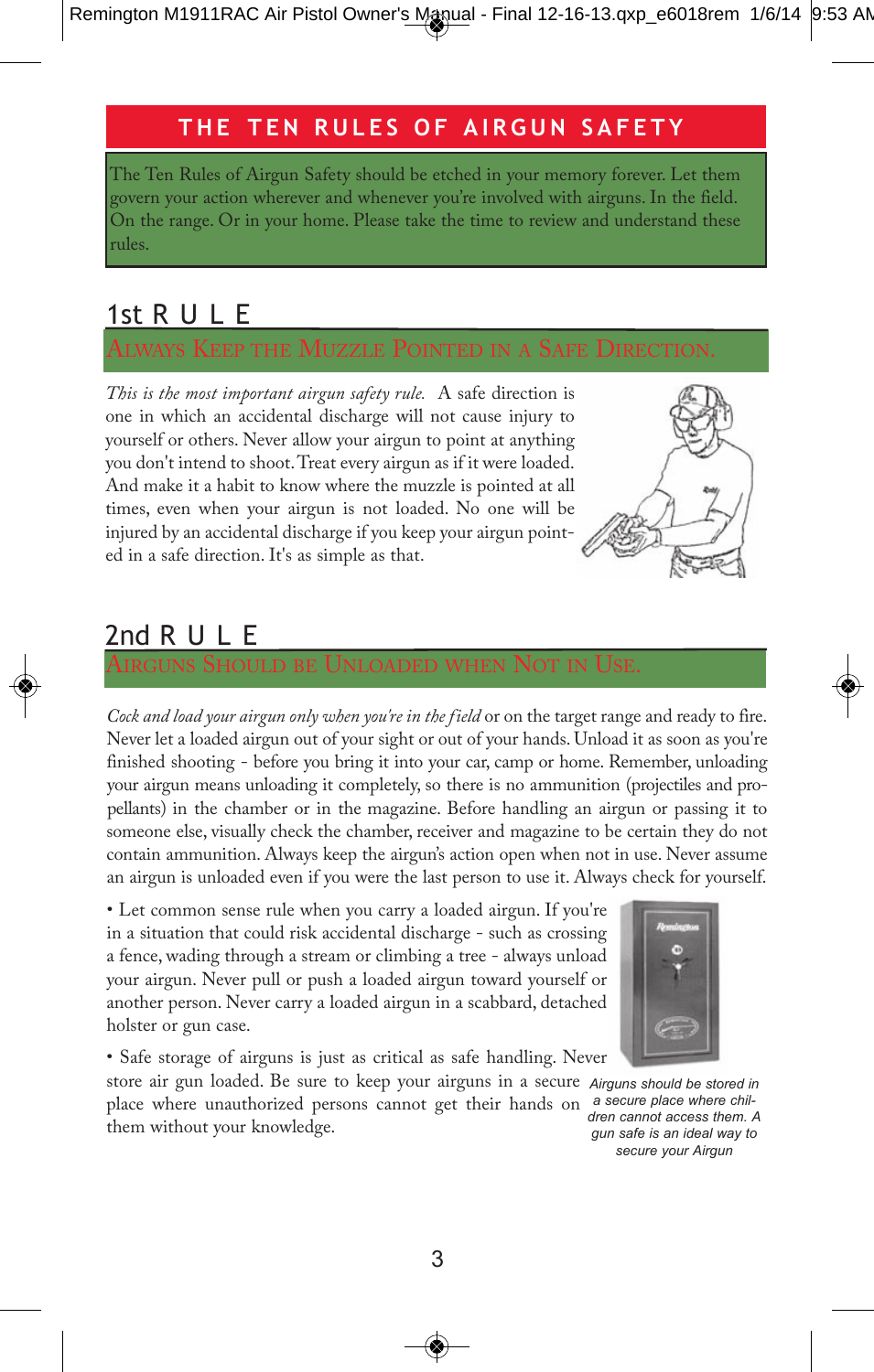# THE TEN RULES OF AIRGUN SAFETY

The Ten Rules of Airgun Safety should be etched in your memory forever. Let them govern your action wherever and whenever you're involved with airguns. In the field. On the range. Or in your home. Please take the time to review and understand these rules.

## 1st RULE

### ALWAYS KEEP THE MUZZLE POINTED IN A SAFE DIRECTION.

*This is the most important airgun safety rule.* A safe direction is one in which an accidental discharge will not cause injury to yourself or others. Never allow your airgun to point at anything you don't intend to shoot. Treat every airgun as if it were loaded. And make it a habit to know where the muzzle is pointed at all times, even when your airgun is not loaded. No one will be injured by an accidental discharge if you keep your airgun pointed in a safe direction. It's as simple as that.

## 2nd RULE

### AIRGUNS SHOULD BE UNLOADED WHEN NOT IN USE.

*Cock and load your airgun only when you're in the field* or on the target range and ready to fire. Never let a loaded airgun out of your sight or out of your hands. Unload it as soon as you're finished shooting - before you bring it into your car, camp or home. Remember, unloading your airgun means unloading it completely, so there is no ammunition (projectiles and propellants) in the chamber or in the magazine. Before handling an airgun or passing it to someone else, visually check the chamber, receiver and magazine to be certain they do not contain ammunition. Always keep the airgun's action open when not in use. Never assume an airgun is unloaded even if you were the last person to use it. Always check for yourself.

• Let common sense rule when you carry a loaded airgun. If you're in a situation that could risk accidental discharge - such as crossing a fence, wading through a stream or climbing a tree - always unload your airgun. Never pull or push a loaded airgun toward yourself or another person. Never carry a loaded airgun in a scabbard, detached holster or gun case.

• Safe storage of airguns is just as critical as safe handling. Never store air gun loaded. Be sure to keep your airguns in a secure place where unauthorized persons cannot get their hands on them without your knowledge.

*Airguns should be stored in a secure place where children cannot access them. A gun safe is an ideal way to secure your Airgun*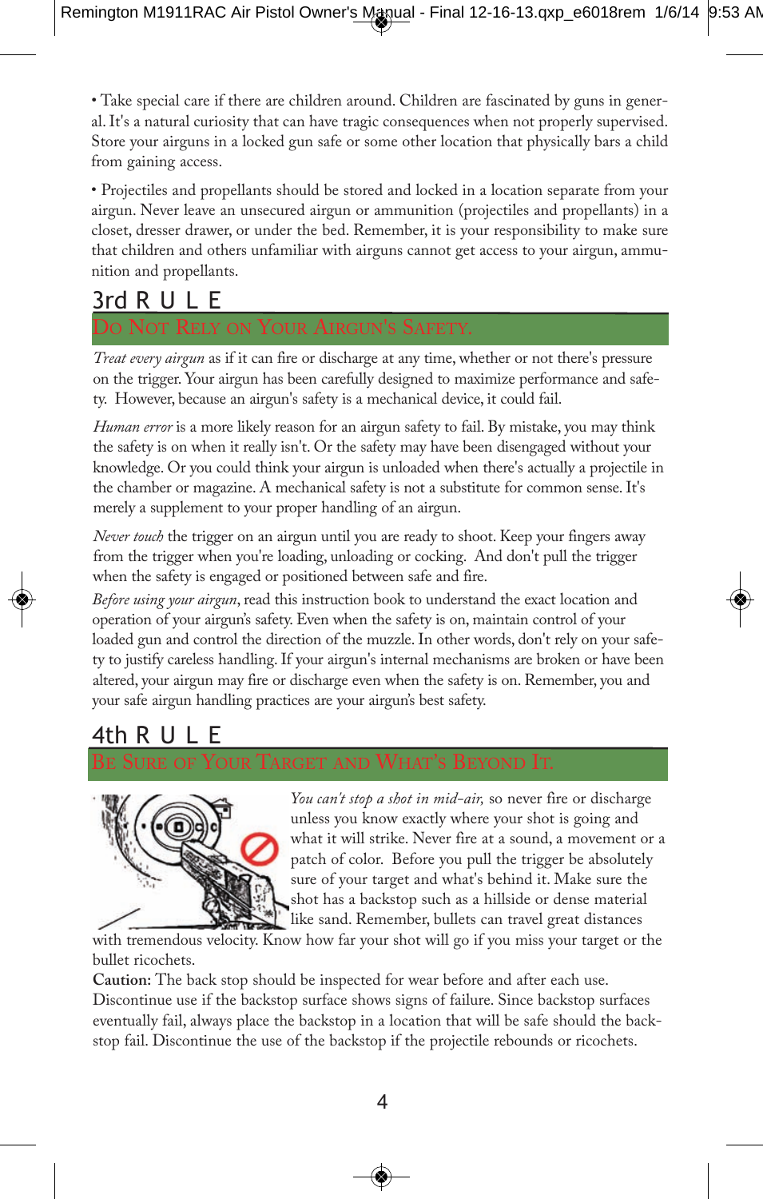• Take special care if there are children around. Children are fascinated by guns in general. It's a natural curiosity that can have tragic consequences when not properly supervised. Store your airguns in a locked gun safe or some other location that physically bars a child from gaining access.

• Projectiles and propellants should be stored and locked in a location separate from your airgun. Never leave an unsecured airgun or ammunition (projectiles and propellants) in a closet, dresser drawer, or under the bed. Remember, it is your responsibility to make sure that children and others unfamiliar with airguns cannot get access to your airgun, ammunition and propellants.

## 3rd RULE

### Do Not Rely on Your Airgun's Safety.

*Treat every airgun* as if it can fire or discharge at any time, whether or not there's pressure on the trigger. Your airgun has been carefully designed to maximize performance and safety. However, because an airgun's safety is a mechanical device, it could fail.

*Human error* is a more likely reason for an airgun safety to fail. By mistake, you may think the safety is on when it really isn't. Or the safety may have been disengaged without your knowledge. Or you could think your airgun is unloaded when there's actually a projectile in the chamber or magazine. A mechanical safety is not a substitute for common sense. It's merely a supplement to your proper handling of an airgun.

*Never touch* the trigger on an airgun until you are ready to shoot. Keep your fingers away from the trigger when you're loading, unloading or cocking. And don't pull the trigger when the safety is engaged or positioned between safe and fire.

*Before using your airgun*, read this instruction book to understand the exact location and operation of your airgun's safety. Even when the safety is on, maintain control of your loaded gun and control the direction of the muzzle. In other words, don't rely on your safety to justify careless handling. If your airgun's internal mechanisms are broken or have been altered, your airgun may fire or discharge even when the safety is on. Remember, you and your safe airgun handling practices are your airgun's best safety.

## 4th RULE

### Be Sure of Your Target and What's Beyond It.

*You can't stop a shot in mid-air,* so never fire or discharge unless you know exactly where your shot is going and what it will strike. Never fire at a sound, a movement or a patch of color. Before you pull the trigger be absolutely sure of your target and what's behind it. Make sure the shot has a backstop such as a hillside or dense material like sand. Remember, bullets can travel great distances with tremendous velocity. Know how far your shot will go if you miss your target or the bullet ricochets.

**Caution:** The back stop should be inspected for wear before and after each use. Discontinue use if the backstop surface shows signs of failure. Since backstop surfaces eventually fail, always place the backstop in a location that will be safe should the backstop fail. Discontinue the use of the backstop if the projectile rebounds or ricochets.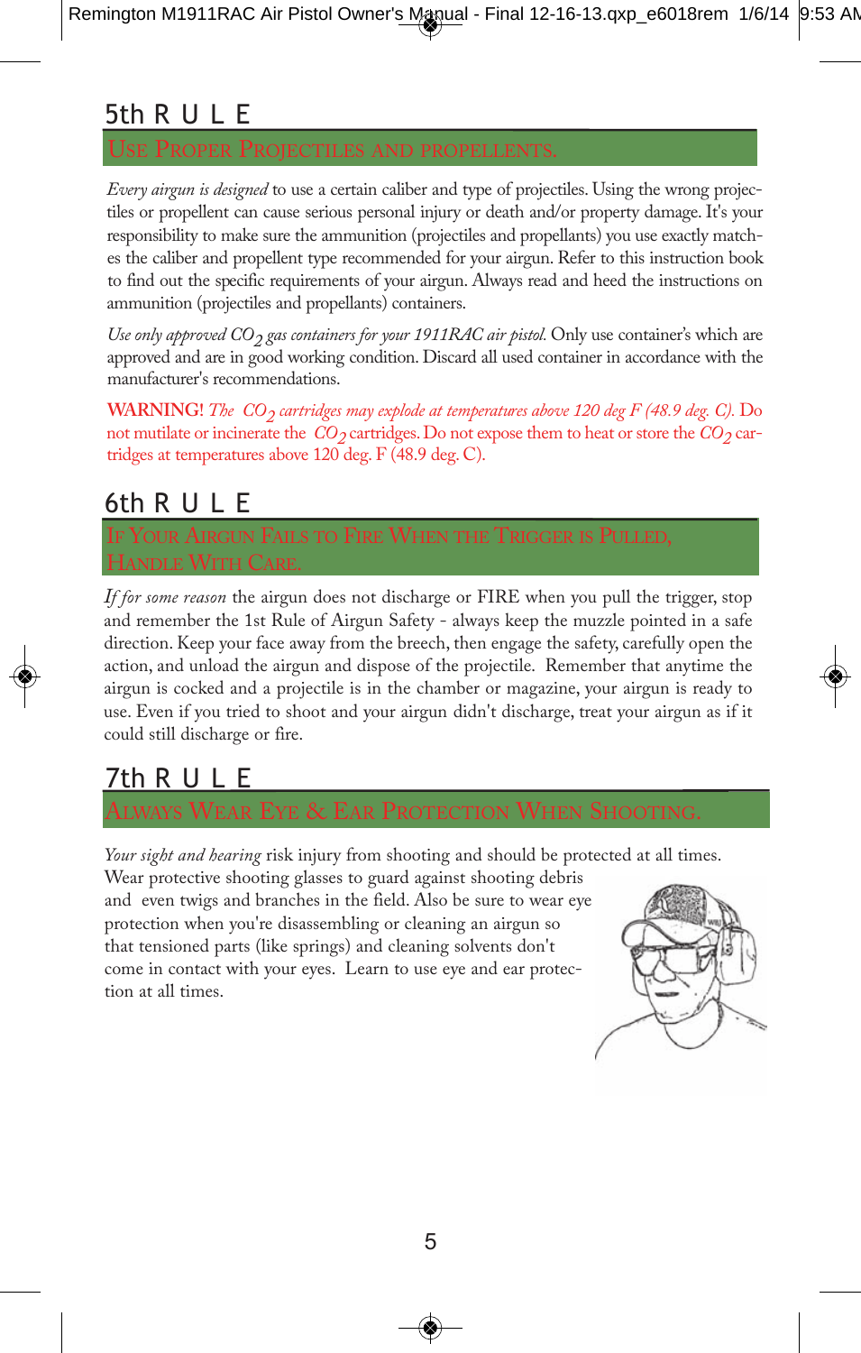## 5th RULE

### USE PROPER PROJECTILES AND PROPELLENTS.

*Every airgun is designed* to use a certain caliber and type of projectiles. Using the wrong projectiles or propellent can cause serious personal injury or death and/or property damage. It's your responsibility to make sure the ammunition (projectiles and propellants) you use exactly matches the caliber and propellent type recommended for your airgun. Refer to this instruction book to find out the specific requirements of your airgun. Always read and heed the instructions on ammunition (projectiles and propellants) containers.

*Use only approved $CO_2$ gas containers for your 1911RAC air pistol.* Only use container's which are approved and are in good working condition. Discard all used container in accordance with the manufacturer's recommendations.

**WARNING!** *The $CO_2$ cartridges may explode at temperatures above 120 deg F (48.9 deg. C).* Do not mutilate or incinerate the $CO_2$ cartridges. Do not expose them to heat or store the $CO_2$ cartridges at temperatures above 120 deg. F (48.9 deg. C).

## 6th RULE

### IF YOUR AIRGUN FAILS TO FIRE WHEN THE TRIGGER IS PULLED, HANDLE WITH CARE.

*If for some reason* the airgun does not discharge or FIRE when you pull the trigger, stop and remember the 1st Rule of Airgun Safety - always keep the muzzle pointed in a safe direction. Keep your face away from the breech, then engage the safety, carefully open the action, and unload the airgun and dispose of the projectile. Remember that anytime the airgun is cocked and a projectile is in the chamber or magazine, your airgun is ready to use. Even if you tried to shoot and your airgun didn't discharge, treat your airgun as if it could still discharge or fire.

## 7th RULE

### ALWAYS WEAR EYE & EAR PROTECTION WHEN SHOOTING.

*Your sight and hearing* risk injury from shooting and should be protected at all times. Wear protective shooting glasses to guard against shooting debris and even twigs and branches in the field. Also be sure to wear eye protection when you're disassembling or cleaning an airgun so that tensioned parts (like springs) and cleaning solvents don't come in contact with your eyes. Learn to use eye and ear protection at all times.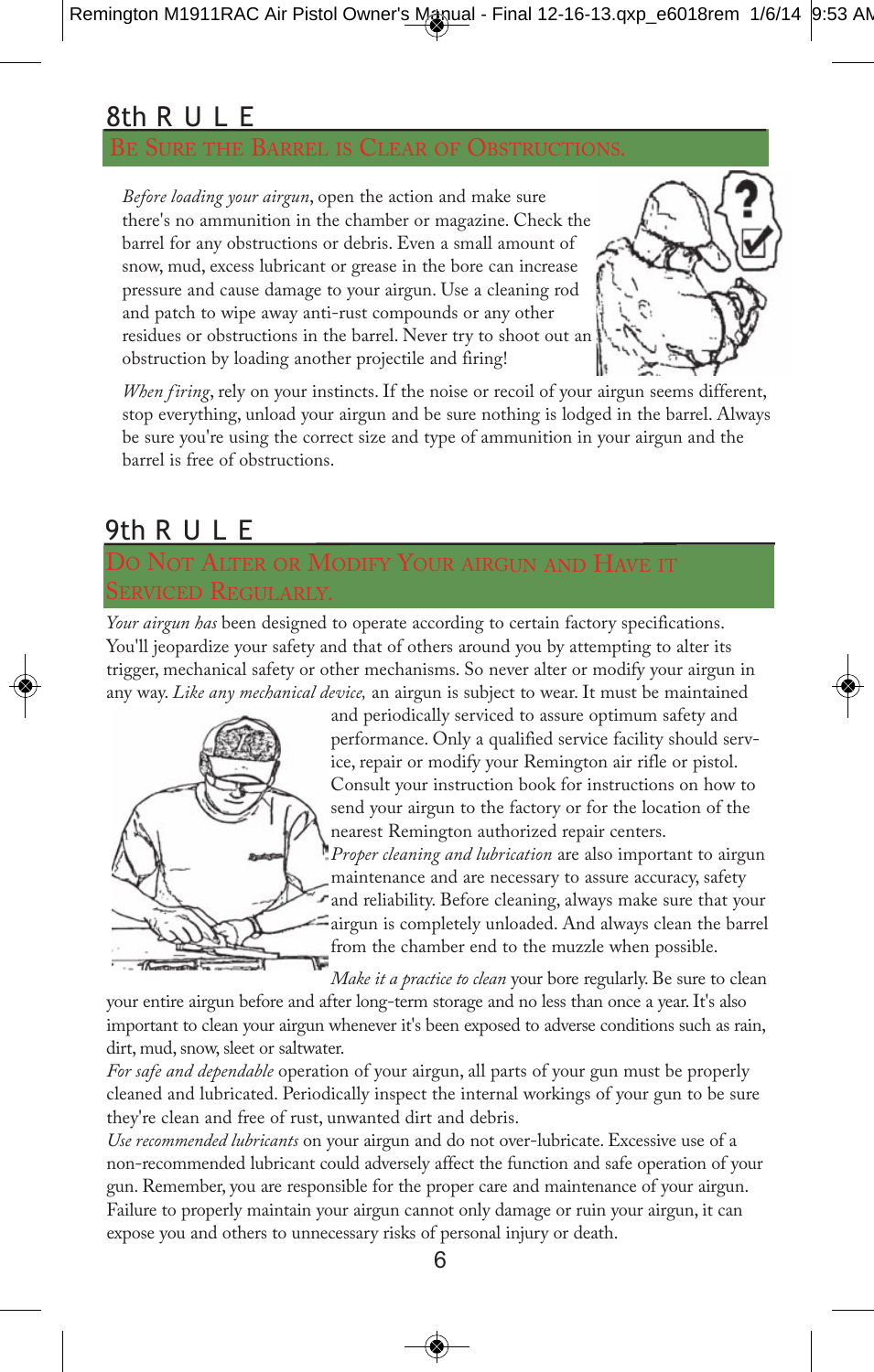## 8th RULE

### BE SURE THE BARREL IS CLEAR OF OBSTRUCTIONS.

*Before loading your airgun*, open the action and make sure there's no ammunition in the chamber or magazine. Check the barrel for any obstructions or debris. Even a small amount of snow, mud, excess lubricant or grease in the bore can increase pressure and cause damage to your airgun. Use a cleaning rod and patch to wipe away anti-rust compounds or any other residues or obstructions in the barrel. Never try to shoot out an obstruction by loading another projectile and firing!

*When firing*, rely on your instincts. If the noise or recoil of your airgun seems different, stop everything, unload your airgun and be sure nothing is lodged in the barrel. Always be sure you're using the correct size and type of ammunition in your airgun and the barrel is free of obstructions.

## 9th RULE

### DO NOT ALTER OR MODIFY YOUR AIRGUN AND HAVE IT SERVICED REGULARLY.

*Your airgun has* been designed to operate according to certain factory specifications. You'll jeopardize your safety and that of others around you by attempting to alter its trigger, mechanical safety or other mechanisms. So never alter or modify your airgun in any way. *Like any mechanical device,* an airgun is subject to wear. It must be maintained and periodically serviced to assure optimum safety and performance. Only a qualified service facility should service, repair or modify your Remington air rifle or pistol. Consult your instruction book for instructions on how to send your airgun to the factory or for the location of the nearest Remington authorized repair centers.

*Proper cleaning and lubrication* are also important to airgun maintenance and are necessary to assure accuracy, safety and reliability. Before cleaning, always make sure that your airgun is completely unloaded. And always clean the barrel from the chamber end to the muzzle when possible.

*Make it a practice to clean* your bore regularly. Be sure to clean your entire airgun before and after long-term storage and no less than once a year. It's also important to clean your airgun whenever it's been exposed to adverse conditions such as rain, dirt, mud, snow, sleet or saltwater.

*For safe and dependable* operation of your airgun, all parts of your gun must be properly cleaned and lubricated. Periodically inspect the internal workings of your gun to be sure they're clean and free of rust, unwanted dirt and debris.

*Use recommended lubricants* on your airgun and do not over-lubricate. Excessive use of a non-recommended lubricant could adversely affect the function and safe operation of your gun. Remember, you are responsible for the proper care and maintenance of your airgun. Failure to properly maintain your airgun cannot only damage or ruin your airgun, it can expose you and others to unnecessary risks of personal injury or death.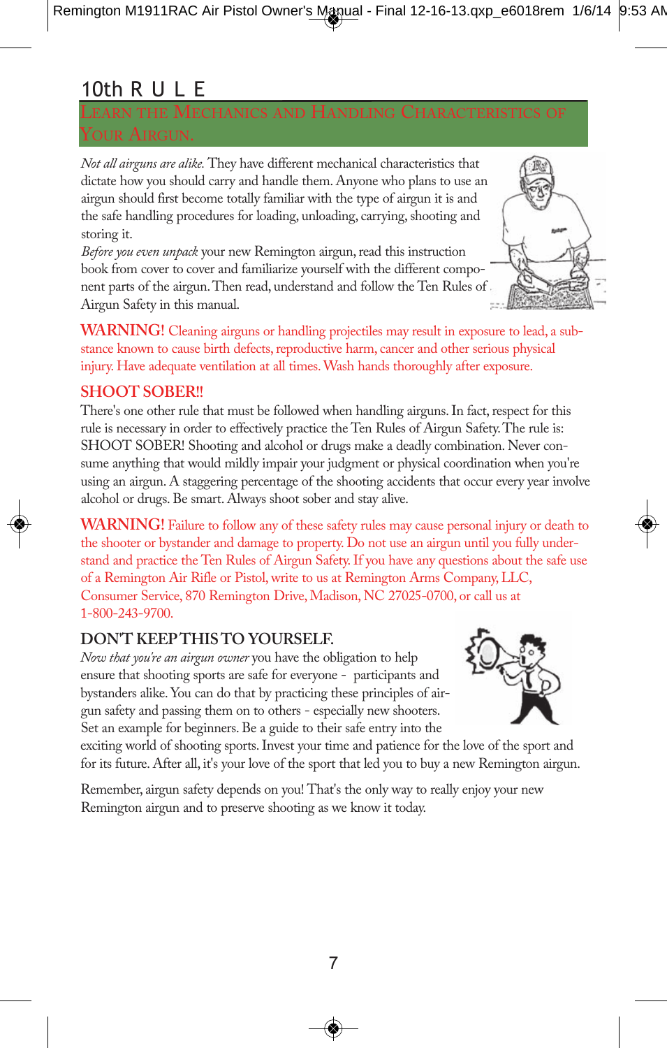## 10th RULE

### LEARN THE MECHANICS AND HANDLING CHARACTERISTICS OF YOUR AIRGUN.

*Not all airguns are alike.* They have different mechanical characteristics that dictate how you should carry and handle them. Anyone who plans to use an airgun should first become totally familiar with the type of airgun it is and the safe handling procedures for loading, unloading, carrying, shooting and storing it.

*Before you even unpack* your new Remington airgun, read this instruction book from cover to cover and familiarize yourself with the different component parts of the airgun. Then read, understand and follow the Ten Rules of Airgun Safety in this manual.

**WARNING!** Cleaning airguns or handling projectiles may result in exposure to lead, a substance known to cause birth defects, reproductive harm, cancer and other serious physical injury. Have adequate ventilation at all times. Wash hands thoroughly after exposure.

### SHOOT SOBER!!

There's one other rule that must be followed when handling airguns. In fact, respect for this rule is necessary in order to effectively practice the Ten Rules of Airgun Safety. The rule is: SHOOT SOBER! Shooting and alcohol or drugs make a deadly combination. Never consume anything that would mildly impair your judgment or physical coordination when you're using an airgun. A staggering percentage of the shooting accidents that occur every year involve alcohol or drugs. Be smart. Always shoot sober and stay alive.

**WARNING!** Failure to follow any of these safety rules may cause personal injury or death to the shooter or bystander and damage to property. Do not use an airgun until you fully understand and practice the Ten Rules of Airgun Safety. If you have any questions about the safe use of a Remington Air Rifle or Pistol, write to us at Remington Arms Company, LLC, Consumer Service, 870 Remington Drive, Madison, NC 27025-0700, or call us at 1-800-243-9700.

### DON'T KEEP THIS TO YOURSELF.

*Now that you're an airgun owner* you have the obligation to help ensure that shooting sports are safe for everyone - participants and bystanders alike. You can do that by practicing these principles of airgun safety and passing them on to others - especially new shooters. Set an example for beginners. Be a guide to their safe entry into the exciting world of shooting sports. Invest your time and patience for the love of the sport and for its future. After all, it's your love of the sport that led you to buy a new Remington airgun.

Remember, airgun safety depends on you! That's the only way to really enjoy your new Remington airgun and to preserve shooting as we know it today.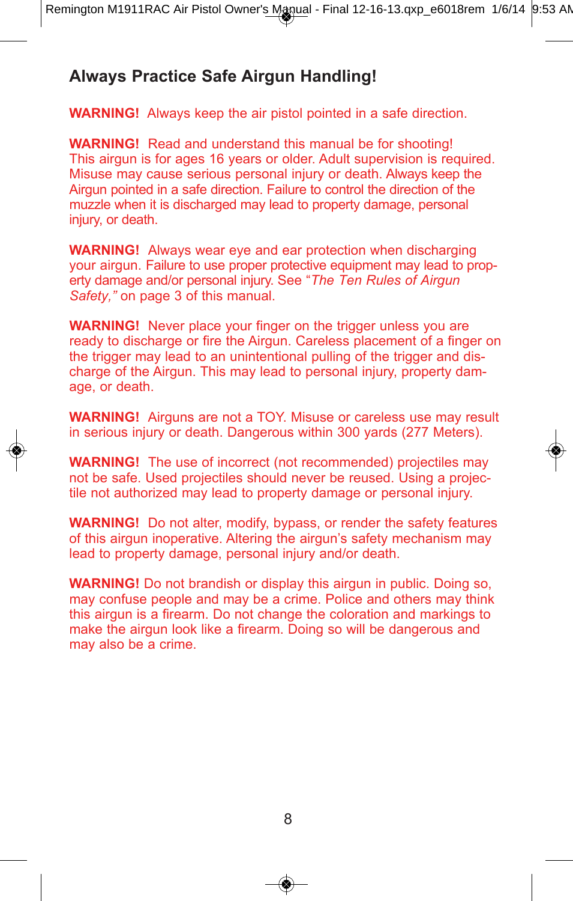## Always Practice Safe Airgun Handling!

**WARNING!** Always keep the air pistol pointed in a safe direction.

**WARNING!** Read and understand this manual be for shooting! This airgun is for ages 16 years or older. Adult supervision is required. Misuse may cause serious personal injury or death. Always keep the Airgun pointed in a safe direction. Failure to control the direction of the muzzle when it is discharged may lead to property damage, personal injury, or death.

**WARNING!** Always wear eye and ear protection when discharging your airgun. Failure to use proper protective equipment may lead to property damage and/or personal injury. See "*The Ten Rules of Airgun Safety,"* on page 3 of this manual.

**WARNING!** Never place your finger on the trigger unless you are ready to discharge or fire the Airgun. Careless placement of a finger on the trigger may lead to an unintentional pulling of the trigger and discharge of the Airgun. This may lead to personal injury, property damage, or death.

**WARNING!** Airguns are not a TOY. Misuse or careless use may result in serious injury or death. Dangerous within 300 yards (277 Meters).

**WARNING!** The use of incorrect (not recommended) projectiles may not be safe. Used projectiles should never be reused. Using a projectile not authorized may lead to property damage or personal injury.

**WARNING!** Do not alter, modify, bypass, or render the safety features of this airgun inoperative. Altering the airgun's safety mechanism may lead to property damage, personal injury and/or death.

**WARNING!** Do not brandish or display this airgun in public. Doing so, may confuse people and may be a crime. Police and others may think this airgun is a firearm. Do not change the coloration and markings to make the airgun look like a firearm. Doing so will be dangerous and may also be a crime.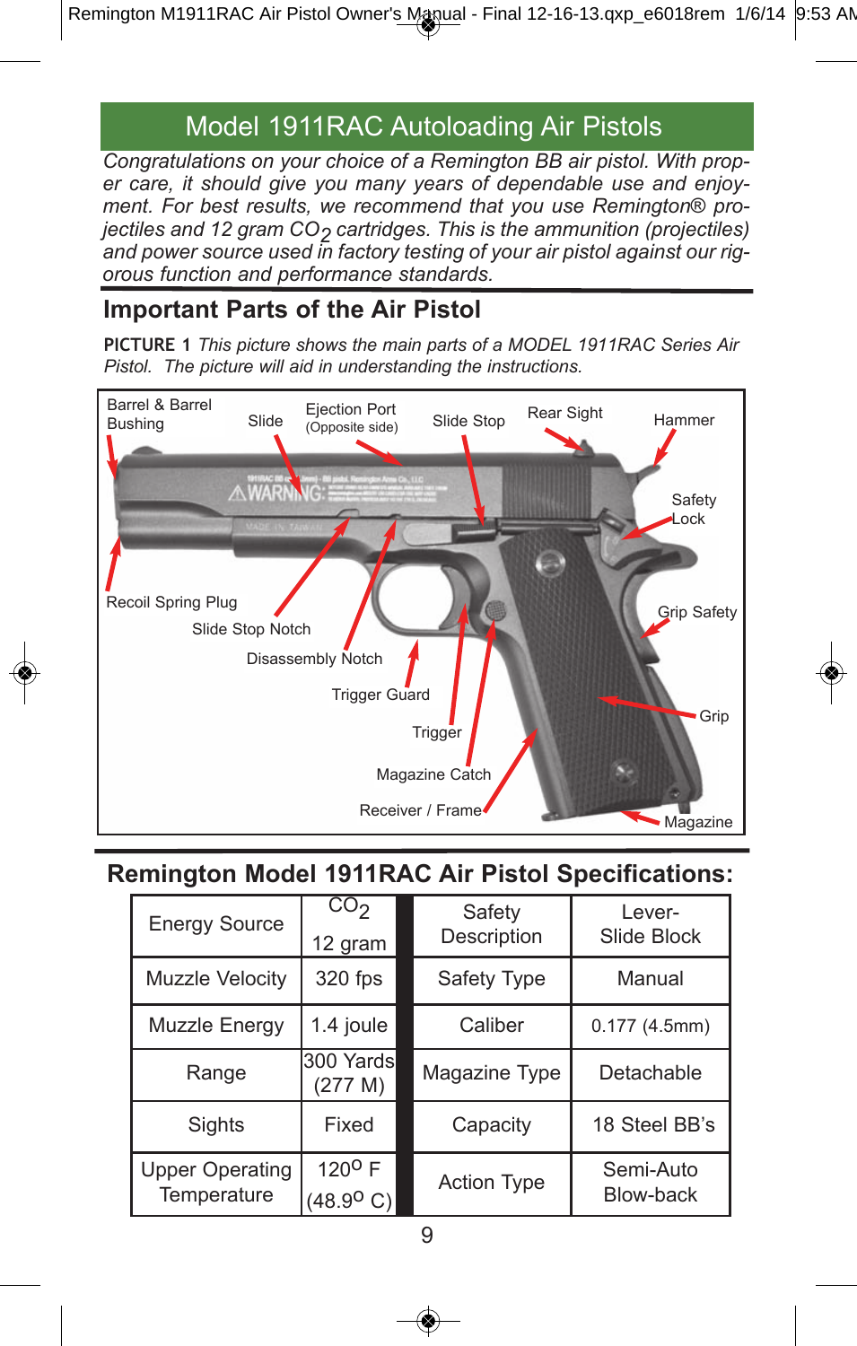# Model 1911RAC Autoloading Air Pistols

*Congratulations on your choice of a Remington BB air pistol. With proper care, it should give you many years of dependable use and enjoyment. For best results, we recommend that you use Remington® projectiles and 12 gram $CO_2$ cartridges. This is the ammunition (projectiles) and power source used in factory testing of your air pistol against our rigorous function and performance standards.*

## Important Parts of the Air Pistol

**PICTURE 1** *This picture shows the main parts of a MODEL 1911RAC Series Air Pistol. The picture will aid in understanding the instructions.*

Barrel & Barrel Bushing
Slide
Ejection Port (Opposite side)
Slide Stop
Rear Sight
Hammer
Safety Lock
Grip Safety
Grip
Magazine
Recoil Spring Plug
Slide Stop Notch
Disassembly Notch
Trigger Guard
Trigger
Magazine Catch
Receiver / Frame

## Remington Model 1911RAC Air Pistol Specifications:

| | | | |
|---|---|---|---|
| Energy Source | $CO_2$ 12 gram | Safety Description | Lever-Slide Block |
| Muzzle Velocity | 320 fps | Safety Type | Manual |
| Muzzle Energy | 1.4 joule | Caliber | 0.177 (4.5mm) |
| Range | 300 Yards (277 M) | Magazine Type | Detachable |
| Sights | Fixed | Capacity | 18 Steel BB's |
| Upper Operating Temperature | 120° F (48.9° C) | Action Type | Semi-Auto Blow-back |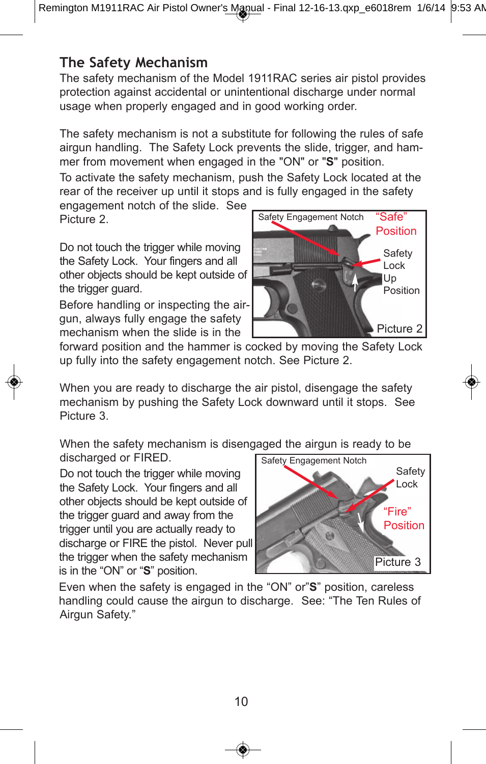## The Safety Mechanism

The safety mechanism of the Model 1911RAC series air pistol provides protection against accidental or unintentional discharge under normal usage when properly engaged and in good working order.

The safety mechanism is not a substitute for following the rules of safe airgun handling. The Safety Lock prevents the slide, trigger, and hammer from movement when engaged in the "ON" or "**S**" position.

To activate the safety mechanism, push the Safety Lock located at the rear of the receiver up until it stops and is fully engaged in the safety engagement notch of the slide. See Picture 2.

Do not touch the trigger while moving the Safety Lock. Your fingers and all other objects should be kept outside of the trigger guard.

Before handling or inspecting the airgun, always fully engage the safety mechanism when the slide is in the forward position and the hammer is cocked by moving the Safety Lock up fully into the safety engagement notch. See Picture 2.

Safety Engagement Notch — "Safe" Position — Safety Lock Up Position

Picture 2

When you are ready to discharge the air pistol, disengage the safety mechanism by pushing the Safety Lock downward until it stops. See Picture 3.

When the safety mechanism is disengaged the airgun is ready to be discharged or FIRED.

Do not touch the trigger while moving the Safety Lock. Your fingers and all other objects should be kept outside of the trigger guard and away from the trigger until you are actually ready to discharge or FIRE the pistol. Never pull the trigger when the safety mechanism is in the "ON" or "**S**" position.

Safety Engagement Notch — Safety Lock — "Fire" Position

Picture 3

Even when the safety is engaged in the "ON" or"**S**" position, careless handling could cause the airgun to discharge. See: "The Ten Rules of Airgun Safety."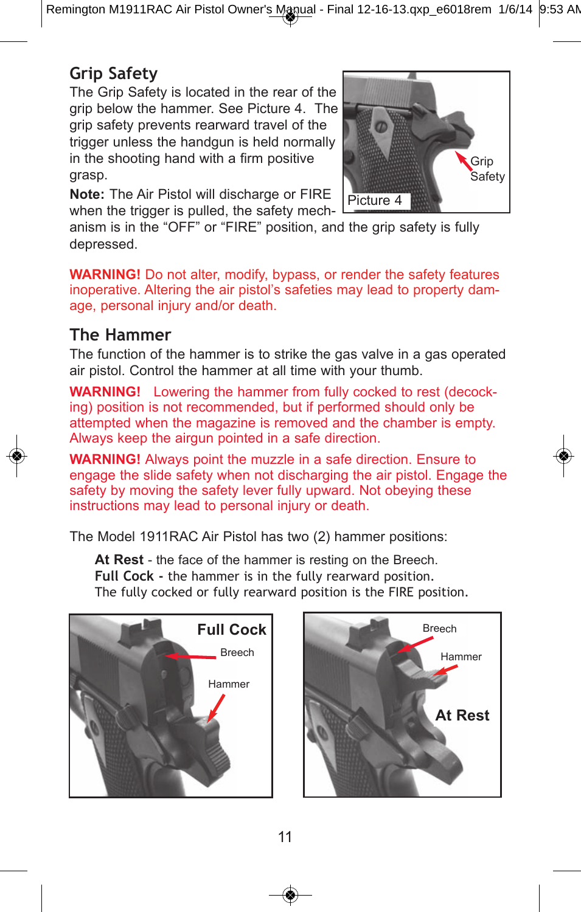## Grip Safety

The Grip Safety is located in the rear of the grip below the hammer. See Picture 4. The grip safety prevents rearward travel of the trigger unless the handgun is held normally in the shooting hand with a firm positive grasp.

**Note:** The Air Pistol will discharge or FIRE when the trigger is pulled, the safety mechanism is in the "OFF" or "FIRE" position, and the grip safety is fully depressed.

Picture 4

**WARNING!** Do not alter, modify, bypass, or render the safety features inoperative. Altering the air pistol's safeties may lead to property damage, personal injury and/or death.

## The Hammer

The function of the hammer is to strike the gas valve in a gas operated air pistol. Control the hammer at all time with your thumb.

**WARNING!** Lowering the hammer from fully cocked to rest (decocking) position is not recommended, but if performed should only be attempted when the magazine is removed and the chamber is empty. Always keep the airgun pointed in a safe direction.

**WARNING!** Always point the muzzle in a safe direction. Ensure to engage the slide safety when not discharging the air pistol. Engage the safety by moving the safety lever fully upward. Not obeying these instructions may lead to personal injury or death.

The Model 1911RAC Air Pistol has two (2) hammer positions:

**At Rest** - the face of the hammer is resting on the Breech.
**Full Cock** - the hammer is in the fully rearward position.
The fully cocked or fully rearward position is the FIRE position.

Full Cock

At Rest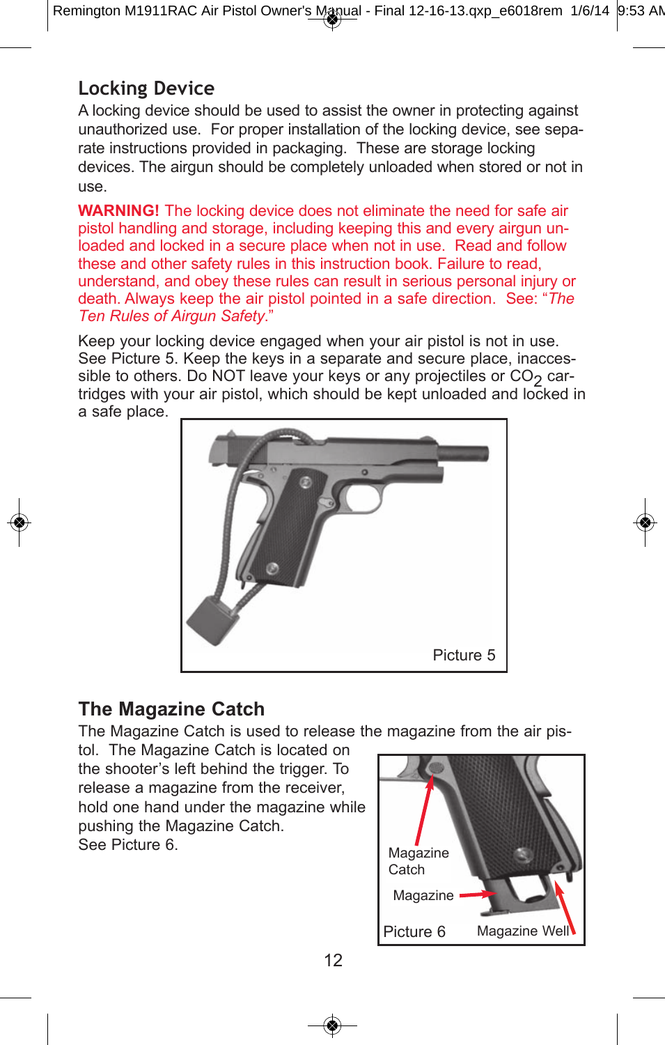## Locking Device

A locking device should be used to assist the owner in protecting against unauthorized use. For proper installation of the locking device, see separate instructions provided in packaging. These are storage locking devices. The airgun should be completely unloaded when stored or not in use.

**WARNING!** The locking device does not eliminate the need for safe air pistol handling and storage, including keeping this and every airgun unloaded and locked in a secure place when not in use. Read and follow these and other safety rules in this instruction book. Failure to read, understand, and obey these rules can result in serious personal injury or death. Always keep the air pistol pointed in a safe direction. See: "*The Ten Rules of Airgun Safety*."

Keep your locking device engaged when your air pistol is not in use. See Picture 5. Keep the keys in a separate and secure place, inaccessible to others. Do NOT leave your keys or any projectiles or $CO_2$ cartridges with your air pistol, which should be kept unloaded and locked in a safe place.

Picture 5

## The Magazine Catch

The Magazine Catch is used to release the magazine from the air pistol. The Magazine Catch is located on the shooter's left behind the trigger. To release a magazine from the receiver, hold one hand under the magazine while pushing the Magazine Catch. See Picture 6.

Magazine Catch

Magazine

Magazine Well

Picture 6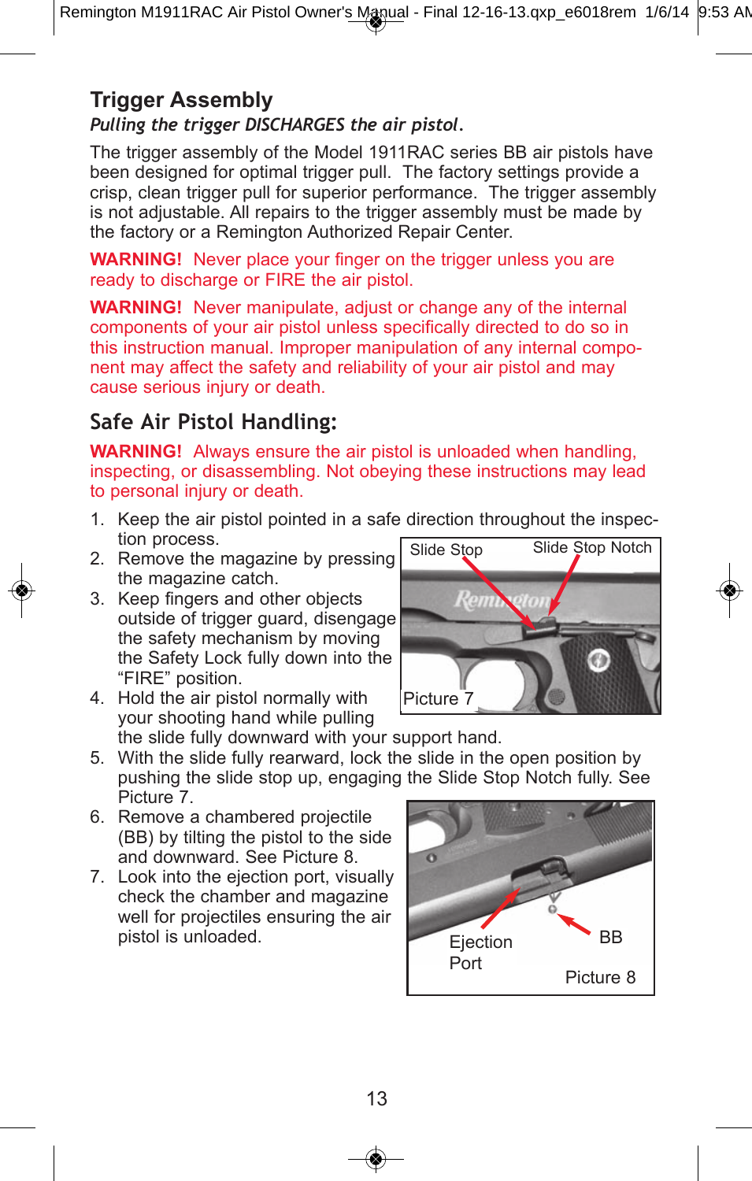## Trigger Assembly

***Pulling the trigger DISCHARGES the air pistol.***

The trigger assembly of the Model 1911RAC series BB air pistols have been designed for optimal trigger pull. The factory settings provide a crisp, clean trigger pull for superior performance. The trigger assembly is not adjustable. All repairs to the trigger assembly must be made by the factory or a Remington Authorized Repair Center.

**WARNING!** Never place your finger on the trigger unless you are ready to discharge or FIRE the air pistol.

**WARNING!** Never manipulate, adjust or change any of the internal components of your air pistol unless specifically directed to do so in this instruction manual. Improper manipulation of any internal component may affect the safety and reliability of your air pistol and may cause serious injury or death.

## Safe Air Pistol Handling:

**WARNING!** Always ensure the air pistol is unloaded when handling, inspecting, or disassembling. Not obeying these instructions may lead to personal injury or death.

1. Keep the air pistol pointed in a safe direction throughout the inspection process.
2. Remove the magazine by pressing the magazine catch.
3. Keep fingers and other objects outside of trigger guard, disengage the safety mechanism by moving the Safety Lock fully down into the "FIRE" position.
4. Hold the air pistol normally with your shooting hand while pulling the slide fully downward with your support hand.
5. With the slide fully rearward, lock the slide in the open position by pushing the slide stop up, engaging the Slide Stop Notch fully. See Picture 7.
6. Remove a chambered projectile (BB) by tilting the pistol to the side and downward. See Picture 8.
7. Look into the ejection port, visually check the chamber and magazine well for projectiles ensuring the air pistol is unloaded.

Slide Stop — Slide Stop Notch

Picture 7

Ejection Port — BB

Picture 8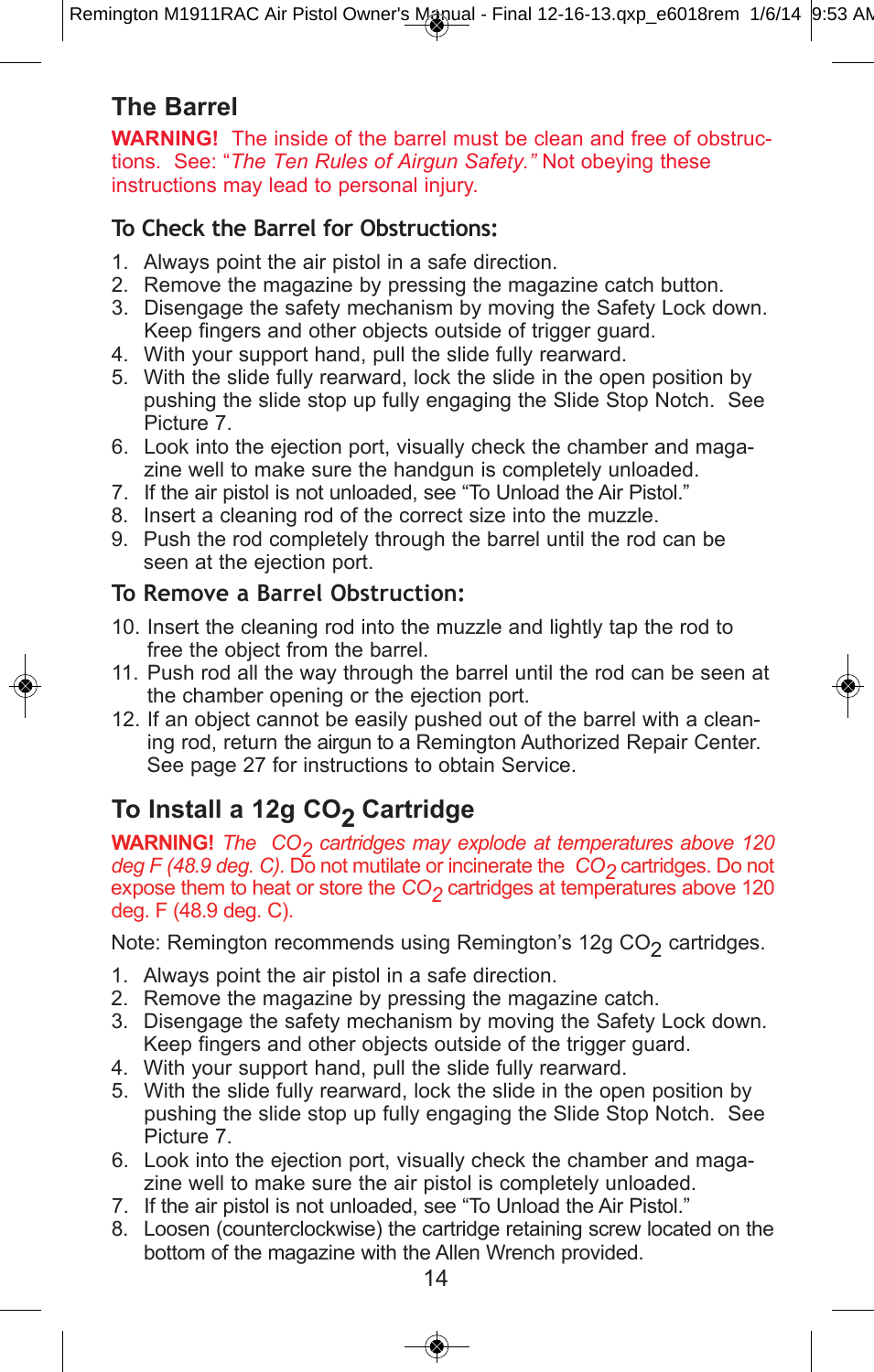## The Barrel

**WARNING!** The inside of the barrel must be clean and free of obstructions. See: "*The Ten Rules of Airgun Safety.*" Not obeying these instructions may lead to personal injury.

### To Check the Barrel for Obstructions:

1. Always point the air pistol in a safe direction.
2. Remove the magazine by pressing the magazine catch button.
3. Disengage the safety mechanism by moving the Safety Lock down. Keep fingers and other objects outside of trigger guard.
4. With your support hand, pull the slide fully rearward.
5. With the slide fully rearward, lock the slide in the open position by pushing the slide stop up fully engaging the Slide Stop Notch. See Picture 7.
6. Look into the ejection port, visually check the chamber and magazine well to make sure the handgun is completely unloaded.
7. If the air pistol is not unloaded, see "To Unload the Air Pistol."
8. Insert a cleaning rod of the correct size into the muzzle.
9. Push the rod completely through the barrel until the rod can be seen at the ejection port.

### To Remove a Barrel Obstruction:

10. Insert the cleaning rod into the muzzle and lightly tap the rod to free the object from the barrel.
11. Push rod all the way through the barrel until the rod can be seen at the chamber opening or the ejection port.
12. If an object cannot be easily pushed out of the barrel with a cleaning rod, return the airgun to a Remington Authorized Repair Center. See page 27 for instructions to obtain Service.

## To Install a 12g $CO_2$ Cartridge

**WARNING!** *The $CO_2$ cartridges may explode at temperatures above 120 deg F (48.9 deg. C).* Do not mutilate or incinerate the *$CO_2$* cartridges. Do not expose them to heat or store the *$CO_2$* cartridges at temperatures above 120 deg. F (48.9 deg. C).

Note: Remington recommends using Remington's 12g $CO_2$ cartridges.

1. Always point the air pistol in a safe direction.
2. Remove the magazine by pressing the magazine catch.
3. Disengage the safety mechanism by moving the Safety Lock down. Keep fingers and other objects outside of the trigger guard.
4. With your support hand, pull the slide fully rearward.
5. With the slide fully rearward, lock the slide in the open position by pushing the slide stop up fully engaging the Slide Stop Notch. See Picture 7.
6. Look into the ejection port, visually check the chamber and magazine well to make sure the air pistol is completely unloaded.
7. If the air pistol is not unloaded, see "To Unload the Air Pistol."
8. Loosen (counterclockwise) the cartridge retaining screw located on the bottom of the magazine with the Allen Wrench provided.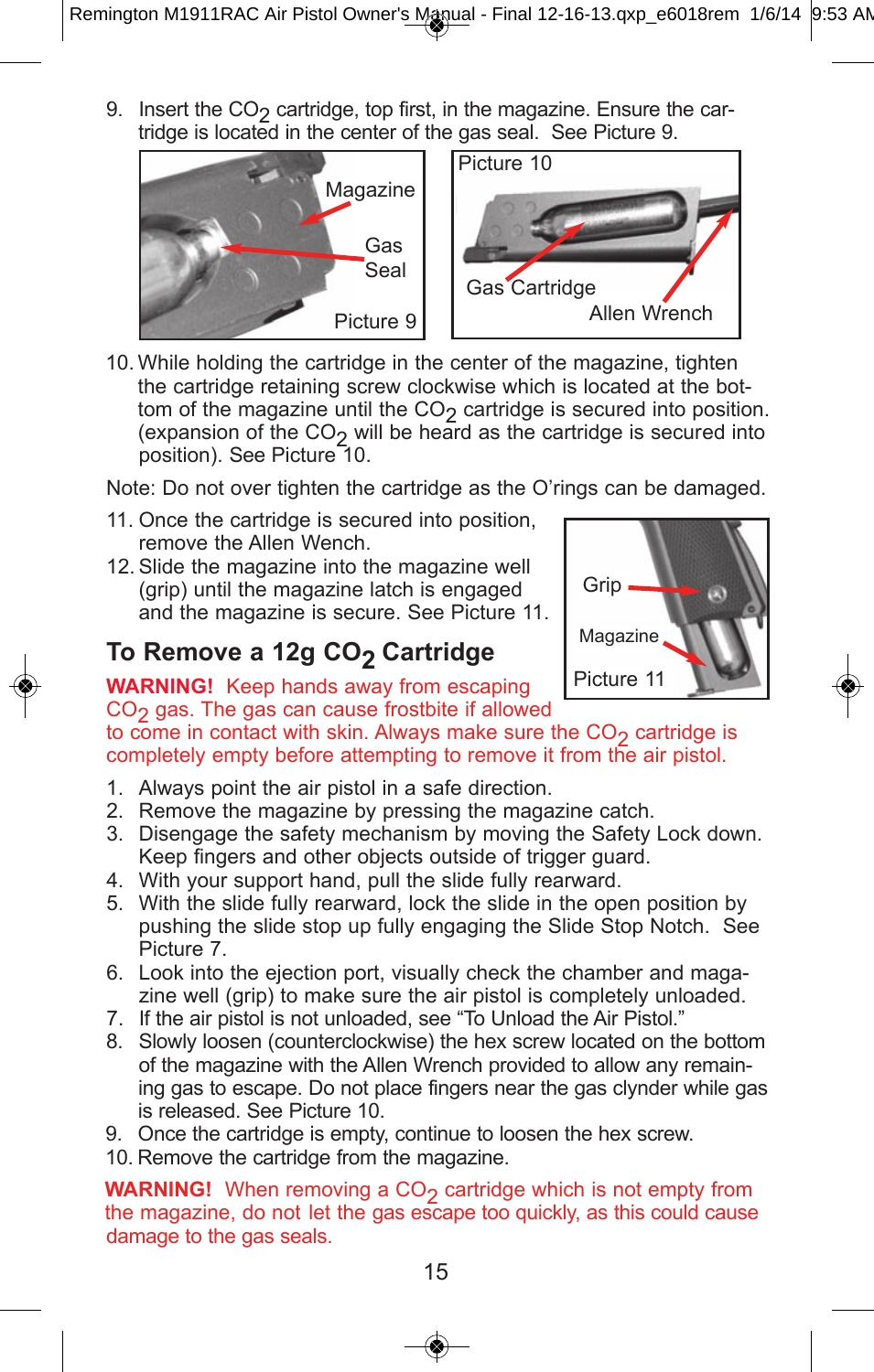9. Insert the $CO_2$ cartridge, top first, in the magazine. Ensure the cartridge is located in the center of the gas seal. See Picture 9.

Magazine
Gas Seal
Picture 9

Picture 10
Gas Cartridge
Allen Wrench

10. While holding the cartridge in the center of the magazine, tighten the cartridge retaining screw clockwise which is located at the bottom of the magazine until the $CO_2$ cartridge is secured into position. (expansion of the $CO_2$ will be heard as the cartridge is secured into position). See Picture 10.

Note: Do not over tighten the cartridge as the O'rings can be damaged.

11. Once the cartridge is secured into position, remove the Allen Wrench.
12. Slide the magazine into the magazine well (grip) until the magazine latch is engaged and the magazine is secure. See Picture 11.

Grip
Magazine
Picture 11

## To Remove a 12g $CO_2$ Cartridge

**WARNING!** Keep hands away from escaping $CO_2$ gas. The gas can cause frostbite if allowed to come in contact with skin. Always make sure the $CO_2$ cartridge is completely empty before attempting to remove it from the air pistol.

1. Always point the air pistol in a safe direction.
2. Remove the magazine by pressing the magazine catch.
3. Disengage the safety mechanism by moving the Safety Lock down. Keep fingers and other objects outside of trigger guard.
4. With your support hand, pull the slide fully rearward.
5. With the slide fully rearward, lock the slide in the open position by pushing the slide stop up fully engaging the Slide Stop Notch. See Picture 7.
6. Look into the ejection port, visually check the chamber and magazine well (grip) to make sure the air pistol is completely unloaded.
7. If the air pistol is not unloaded, see "To Unload the Air Pistol."
8. Slowly loosen (counterclockwise) the hex screw located on the bottom of the magazine with the Allen Wrench provided to allow any remaining gas to escape. Do not place fingers near the gas clynder while gas is released. See Picture 10.
9. Once the cartridge is empty, continue to loosen the hex screw.
10. Remove the cartridge from the magazine.

**WARNING!** When removing a $CO_2$ cartridge which is not empty from the magazine, do not let the gas escape too quickly, as this could cause damage to the gas seals.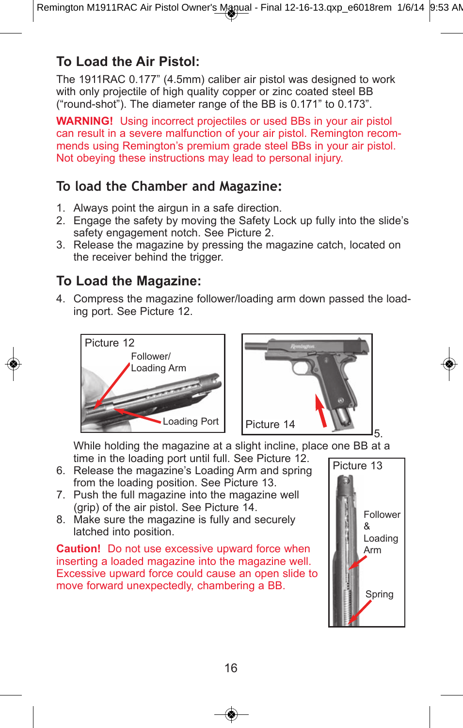## To Load the Air Pistol:

The 1911RAC 0.177” (4.5mm) caliber air pistol was designed to work with only projectile of high quality copper or zinc coated steel BB (“round-shot”). The diameter range of the BB is 0.171” to 0.173”.

**WARNING!** Using incorrect projectiles or used BBs in your air pistol can result in a severe malfunction of your air pistol. Remington recommends using Remington’s premium grade steel BBs in your air pistol. Not obeying these instructions may lead to personal injury.

## To load the Chamber and Magazine:

1. Always point the airgun in a safe direction.
2. Engage the safety by moving the Safety Lock up fully into the slide’s safety engagement notch. See Picture 2.
3. Release the magazine by pressing the magazine catch, located on the receiver behind the trigger.

## To Load the Magazine:

4. Compress the magazine follower/loading arm down passed the loading port. See Picture 12.

Picture 12 — Follower/ Loading Arm; Loading Port

Picture 14

5. While holding the magazine at a slight incline, place one BB at a time in the loading port until full. See Picture 12.
6. Release the magazine’s Loading Arm and spring from the loading position. See Picture 13.
7. Push the full magazine into the magazine well (grip) of the air pistol. See Picture 14.
8. Make sure the magazine is fully and securely latched into position.

Picture 13 — Follower & Loading Arm; Spring

**Caution!** Do not use excessive upward force when inserting a loaded magazine into the magazine well. Excessive upward force could cause an open slide to move forward unexpectedly, chambering a BB.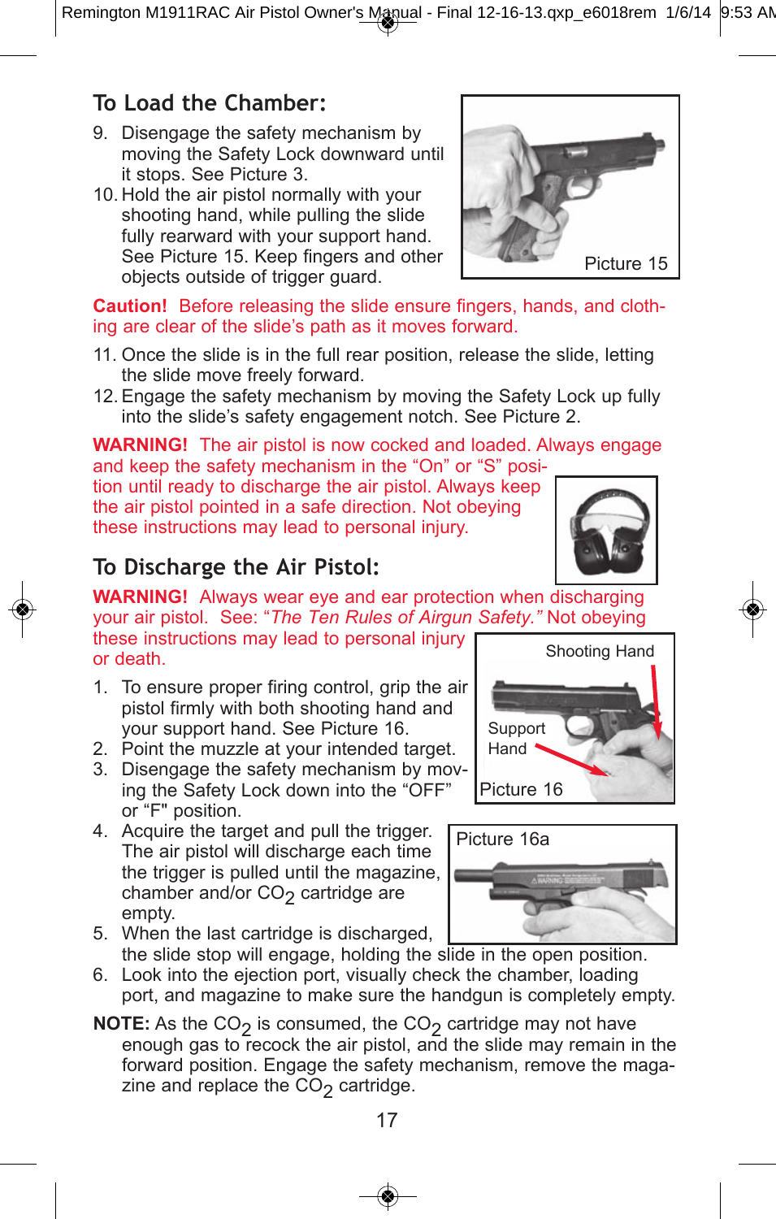## To Load the Chamber:

9. Disengage the safety mechanism by moving the Safety Lock downward until it stops. See Picture 3.
10. Hold the air pistol normally with your shooting hand, while pulling the slide fully rearward with your support hand. See Picture 15. Keep fingers and other objects outside of trigger guard.

Picture 15

**Caution!** Before releasing the slide ensure fingers, hands, and clothing are clear of the slide's path as it moves forward.

11. Once the slide is in the full rear position, release the slide, letting the slide move freely forward.
12. Engage the safety mechanism by moving the Safety Lock up fully into the slide's safety engagement notch. See Picture 2.

**WARNING!** The air pistol is now cocked and loaded. Always engage and keep the safety mechanism in the "On" or "S" position until ready to discharge the air pistol. Always keep the air pistol pointed in a safe direction. Not obeying these instructions may lead to personal injury.

## To Discharge the Air Pistol:

**WARNING!** Always wear eye and ear protection when discharging your air pistol. See: "*The Ten Rules of Airgun Safety.*" Not obeying these instructions may lead to personal injury or death.

1. To ensure proper firing control, grip the air pistol firmly with both shooting hand and your support hand. See Picture 16.
2. Point the muzzle at your intended target.
3. Disengage the safety mechanism by moving the Safety Lock down into the "OFF" or "F" position.
4. Acquire the target and pull the trigger. The air pistol will discharge each time the trigger is pulled until the magazine, chamber and/or $CO_2$ cartridge are empty.
5. When the last cartridge is discharged, the slide stop will engage, holding the slide in the open position.
6. Look into the ejection port, visually check the chamber, loading port, and magazine to make sure the handgun is completely empty.

Shooting Hand

Support Hand

Picture 16

Picture 16a

**NOTE:** As the $CO_2$ is consumed, the $CO_2$ cartridge may not have enough gas to recock the air pistol, and the slide may remain in the forward position. Engage the safety mechanism, remove the magazine and replace the $CO_2$ cartridge.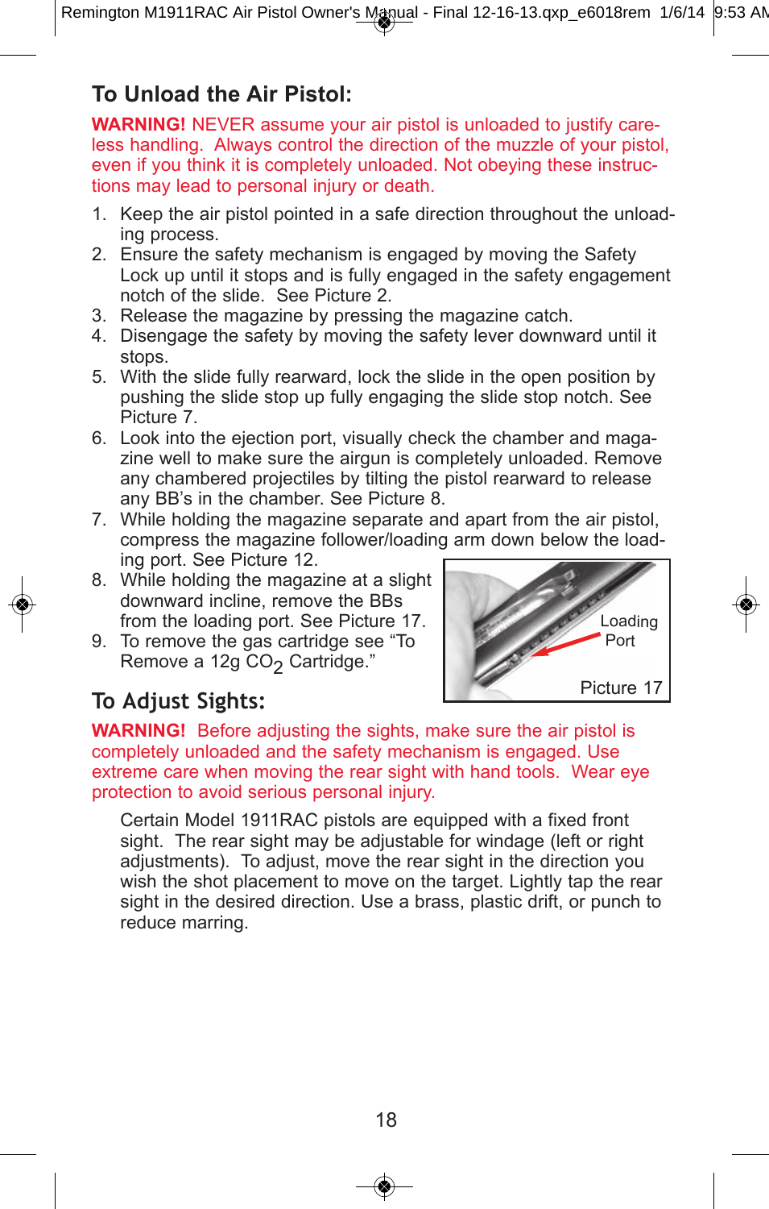## To Unload the Air Pistol:

**WARNING!** NEVER assume your air pistol is unloaded to justify careless handling. Always control the direction of the muzzle of your pistol, even if you think it is completely unloaded. Not obeying these instructions may lead to personal injury or death.

1. Keep the air pistol pointed in a safe direction throughout the unloading process.
2. Ensure the safety mechanism is engaged by moving the Safety Lock up until it stops and is fully engaged in the safety engagement notch of the slide. See Picture 2.
3. Release the magazine by pressing the magazine catch.
4. Disengage the safety by moving the safety lever downward until it stops.
5. With the slide fully rearward, lock the slide in the open position by pushing the slide stop up fully engaging the slide stop notch. See Picture 7.
6. Look into the ejection port, visually check the chamber and magazine well to make sure the airgun is completely unloaded. Remove any chambered projectiles by tilting the pistol rearward to release any BB's in the chamber. See Picture 8.
7. While holding the magazine separate and apart from the air pistol, compress the magazine follower/loading arm down below the loading port. See Picture 12.
8. While holding the magazine at a slight downward incline, remove the BBs from the loading port. See Picture 17.
9. To remove the gas cartridge see "To Remove a 12g $CO_2$ Cartridge."

Loading Port

Picture 17

## To Adjust Sights:

**WARNING!** Before adjusting the sights, make sure the air pistol is completely unloaded and the safety mechanism is engaged. Use extreme care when moving the rear sight with hand tools. Wear eye protection to avoid serious personal injury.

Certain Model 1911RAC pistols are equipped with a fixed front sight. The rear sight may be adjustable for windage (left or right adjustments). To adjust, move the rear sight in the direction you wish the shot placement to move on the target. Lightly tap the rear sight in the desired direction. Use a brass, plastic drift, or punch to reduce marring.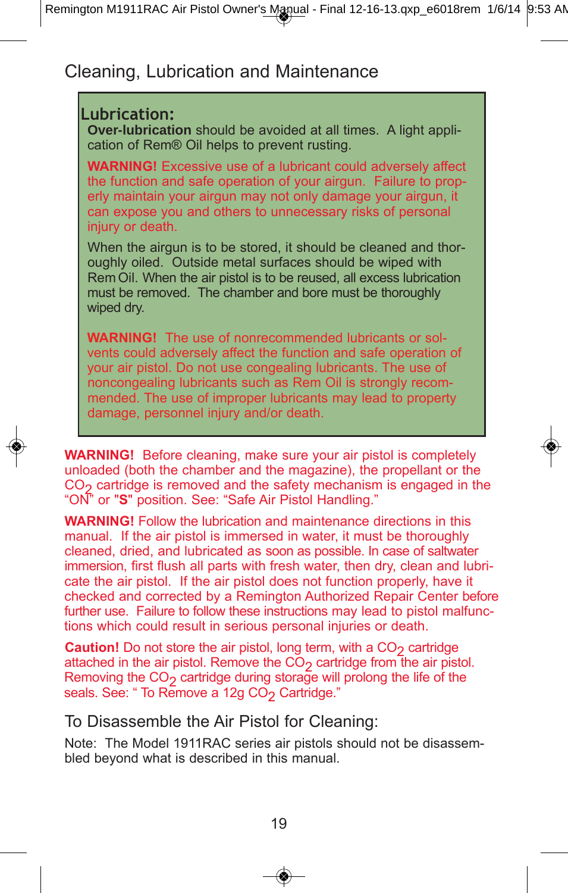## Cleaning, Lubrication and Maintenance

### Lubrication:

**Over-lubrication** should be avoided at all times. A light application of Rem® Oil helps to prevent rusting.

**WARNING!** Excessive use of a lubricant could adversely affect the function and safe operation of your airgun. Failure to properly maintain your airgun may not only damage your airgun, it can expose you and others to unnecessary risks of personal injury or death.

When the airgun is to be stored, it should be cleaned and thoroughly oiled. Outside metal surfaces should be wiped with Rem Oil. When the air pistol is to be reused, all excess lubrication must be removed. The chamber and bore must be thoroughly wiped dry.

**WARNING!** The use of nonrecommended lubricants or solvents could adversely affect the function and safe operation of your air pistol. Do not use congealing lubricants. The use of noncongealing lubricants such as Rem Oil is strongly recommended. The use of improper lubricants may lead to property damage, personnel injury and/or death.

**WARNING!** Before cleaning, make sure your air pistol is completely unloaded (both the chamber and the magazine), the propellant or the $CO_2$ cartridge is removed and the safety mechanism is engaged in the "ON" or "**S**" position. See: "Safe Air Pistol Handling."

**WARNING!** Follow the lubrication and maintenance directions in this manual. If the air pistol is immersed in water, it must be thoroughly cleaned, dried, and lubricated as soon as possible. In case of saltwater immersion, first flush all parts with fresh water, then dry, clean and lubricate the air pistol. If the air pistol does not function properly, have it checked and corrected by a Remington Authorized Repair Center before further use. Failure to follow these instructions may lead to pistol malfunctions which could result in serious personal injuries or death.

**Caution!** Do not store the air pistol, long term, with a $CO_2$ cartridge attached in the air pistol. Remove the $CO_2$ cartridge from the air pistol. Removing the $CO_2$ cartridge during storage will prolong the life of the seals. See: " To Remove a 12g $CO_2$ Cartridge."

## To Disassemble the Air Pistol for Cleaning:

Note: The Model 1911RAC series air pistols should not be disassembled beyond what is described in this manual.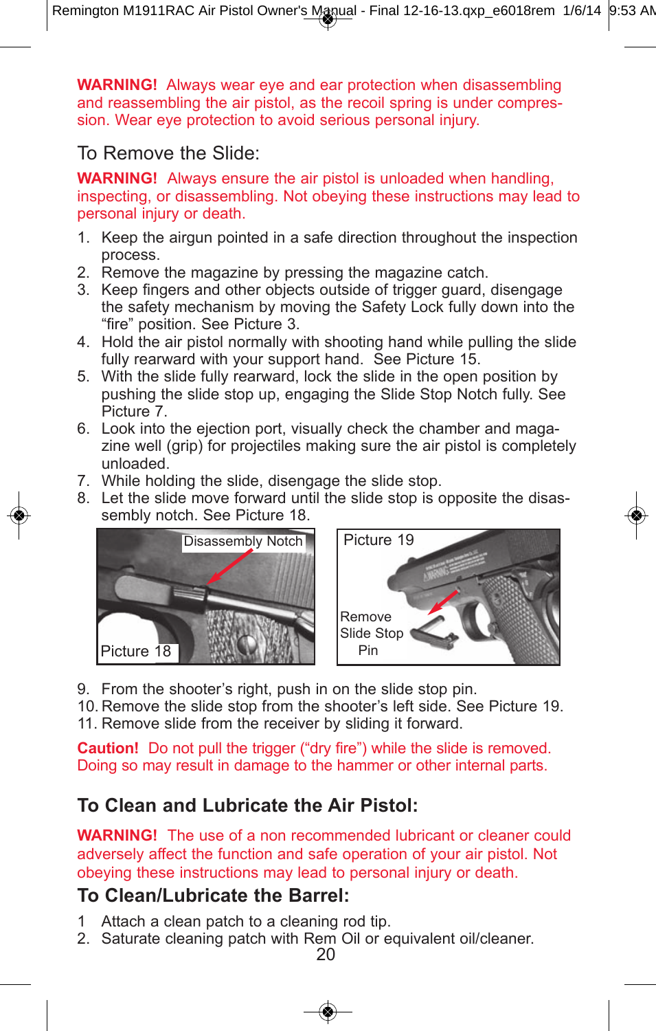**WARNING!** Always wear eye and ear protection when disassembling and reassembling the air pistol, as the recoil spring is under compression. Wear eye protection to avoid serious personal injury.

## To Remove the Slide:

**WARNING!** Always ensure the air pistol is unloaded when handling, inspecting, or disassembling. Not obeying these instructions may lead to personal injury or death.

1. Keep the airgun pointed in a safe direction throughout the inspection process.
2. Remove the magazine by pressing the magazine catch.
3. Keep fingers and other objects outside of trigger guard, disengage the safety mechanism by moving the Safety Lock fully down into the “fire” position. See Picture 3.
4. Hold the air pistol normally with shooting hand while pulling the slide fully rearward with your support hand. See Picture 15.
5. With the slide fully rearward, lock the slide in the open position by pushing the slide stop up, engaging the Slide Stop Notch fully. See Picture 7.
6. Look into the ejection port, visually check the chamber and magazine well (grip) for projectiles making sure the air pistol is completely unloaded.
7. While holding the slide, disengage the slide stop.
8. Let the slide move forward until the slide stop is opposite the disassembly notch. See Picture 18.

Disassembly Notch

Picture 18

Picture 19

Remove Slide Stop Pin

9. From the shooter’s right, push in on the slide stop pin.
10. Remove the slide stop from the shooter’s left side. See Picture 19.
11. Remove slide from the receiver by sliding it forward.

**Caution!** Do not pull the trigger (“dry fire”) while the slide is removed. Doing so may result in damage to the hammer or other internal parts.

## To Clean and Lubricate the Air Pistol:

**WARNING!** The use of a non recommended lubricant or cleaner could adversely affect the function and safe operation of your air pistol. Not obeying these instructions may lead to personal injury or death.

## To Clean/Lubricate the Barrel:

1. Attach a clean patch to a cleaning rod tip.
2. Saturate cleaning patch with Rem Oil or equivalent oil/cleaner.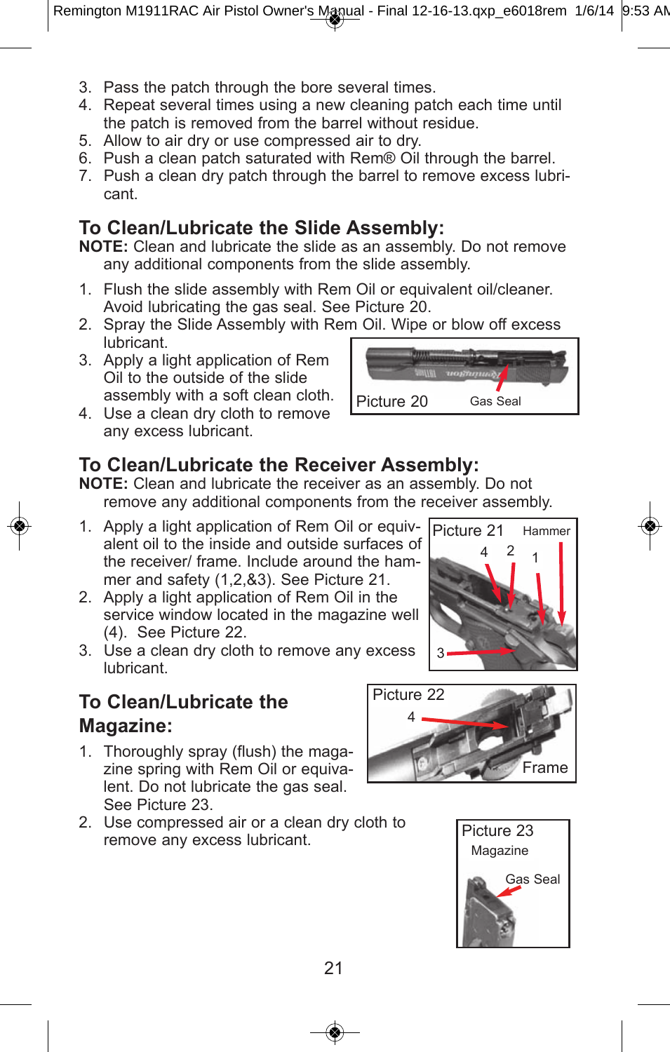3. Pass the patch through the bore several times.
4. Repeat several times using a new cleaning patch each time until the patch is removed from the barrel without residue.
5. Allow to air dry or use compressed air to dry.
6. Push a clean patch saturated with Rem® Oil through the barrel.
7. Push a clean dry patch through the barrel to remove excess lubricant.

## To Clean/Lubricate the Slide Assembly:

**NOTE:** Clean and lubricate the slide as an assembly. Do not remove any additional components from the slide assembly.

1. Flush the slide assembly with Rem Oil or equivalent oil/cleaner. Avoid lubricating the gas seal. See Picture 20.
2. Spray the Slide Assembly with Rem Oil. Wipe or blow off excess lubricant.
3. Apply a light application of Rem Oil to the outside of the slide assembly with a soft clean cloth.
4. Use a clean dry cloth to remove any excess lubricant.

Picture 20 Gas Seal

## To Clean/Lubricate the Receiver Assembly:

**NOTE:** Clean and lubricate the receiver as an assembly. Do not remove any additional components from the receiver assembly.

1. Apply a light application of Rem Oil or equivalent oil to the inside and outside surfaces of the receiver/ frame. Include around the hammer and safety (1,2,&3). See Picture 21.
2. Apply a light application of Rem Oil in the service window located in the magazine well (4). See Picture 22.
3. Use a clean dry cloth to remove any excess lubricant.

Picture 21 Hammer 4 2 1 3

Picture 22 4 Frame

## To Clean/Lubricate the Magazine:

1. Thoroughly spray (flush) the magazine spring with Rem Oil or equivalent. Do not lubricate the gas seal. See Picture 23.
2. Use compressed air or a clean dry cloth to remove any excess lubricant.

Picture 23 Magazine Gas Seal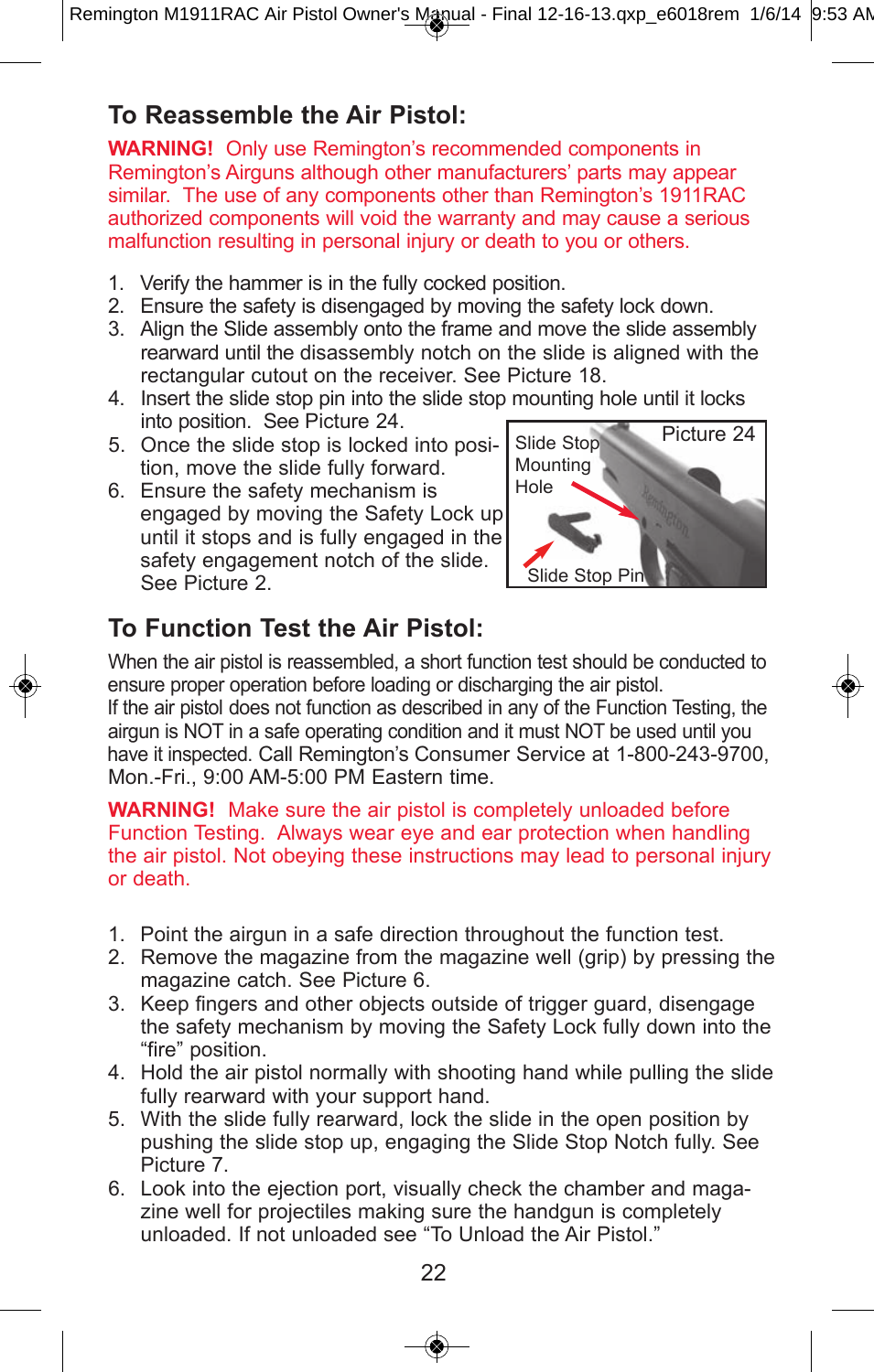## To Reassemble the Air Pistol:

**WARNING!** Only use Remington's recommended components in Remington's Airguns although other manufacturers' parts may appear similar. The use of any components other than Remington's 1911RAC authorized components will void the warranty and may cause a serious malfunction resulting in personal injury or death to you or others.

1. Verify the hammer is in the fully cocked position.
2. Ensure the safety is disengaged by moving the safety lock down.
3. Align the Slide assembly onto the frame and move the slide assembly rearward until the disassembly notch on the slide is aligned with the rectangular cutout on the receiver. See Picture 18.
4. Insert the slide stop pin into the slide stop mounting hole until it locks into position. See Picture 24.
5. Once the slide stop is locked into position, move the slide fully forward.
6. Ensure the safety mechanism is engaged by moving the Safety Lock up until it stops and is fully engaged in the safety engagement notch of the slide. See Picture 2.

Picture 24 — Slide Stop Mounting Hole; Slide Stop Pin

## To Function Test the Air Pistol:

When the air pistol is reassembled, a short function test should be conducted to ensure proper operation before loading or discharging the air pistol.
If the air pistol does not function as described in any of the Function Testing, the airgun is NOT in a safe operating condition and it must NOT be used until you have it inspected. Call Remington's Consumer Service at 1-800-243-9700, Mon.-Fri., 9:00 AM-5:00 PM Eastern time.

**WARNING!** Make sure the air pistol is completely unloaded before Function Testing. Always wear eye and ear protection when handling the air pistol. Not obeying these instructions may lead to personal injury or death.

1. Point the airgun in a safe direction throughout the function test.
2. Remove the magazine from the magazine well (grip) by pressing the magazine catch. See Picture 6.
3. Keep fingers and other objects outside of trigger guard, disengage the safety mechanism by moving the Safety Lock fully down into the "fire" position.
4. Hold the air pistol normally with shooting hand while pulling the slide fully rearward with your support hand.
5. With the slide fully rearward, lock the slide in the open position by pushing the slide stop up, engaging the Slide Stop Notch fully. See Picture 7.
6. Look into the ejection port, visually check the chamber and magazine well for projectiles making sure the handgun is completely unloaded. If not unloaded see "To Unload the Air Pistol."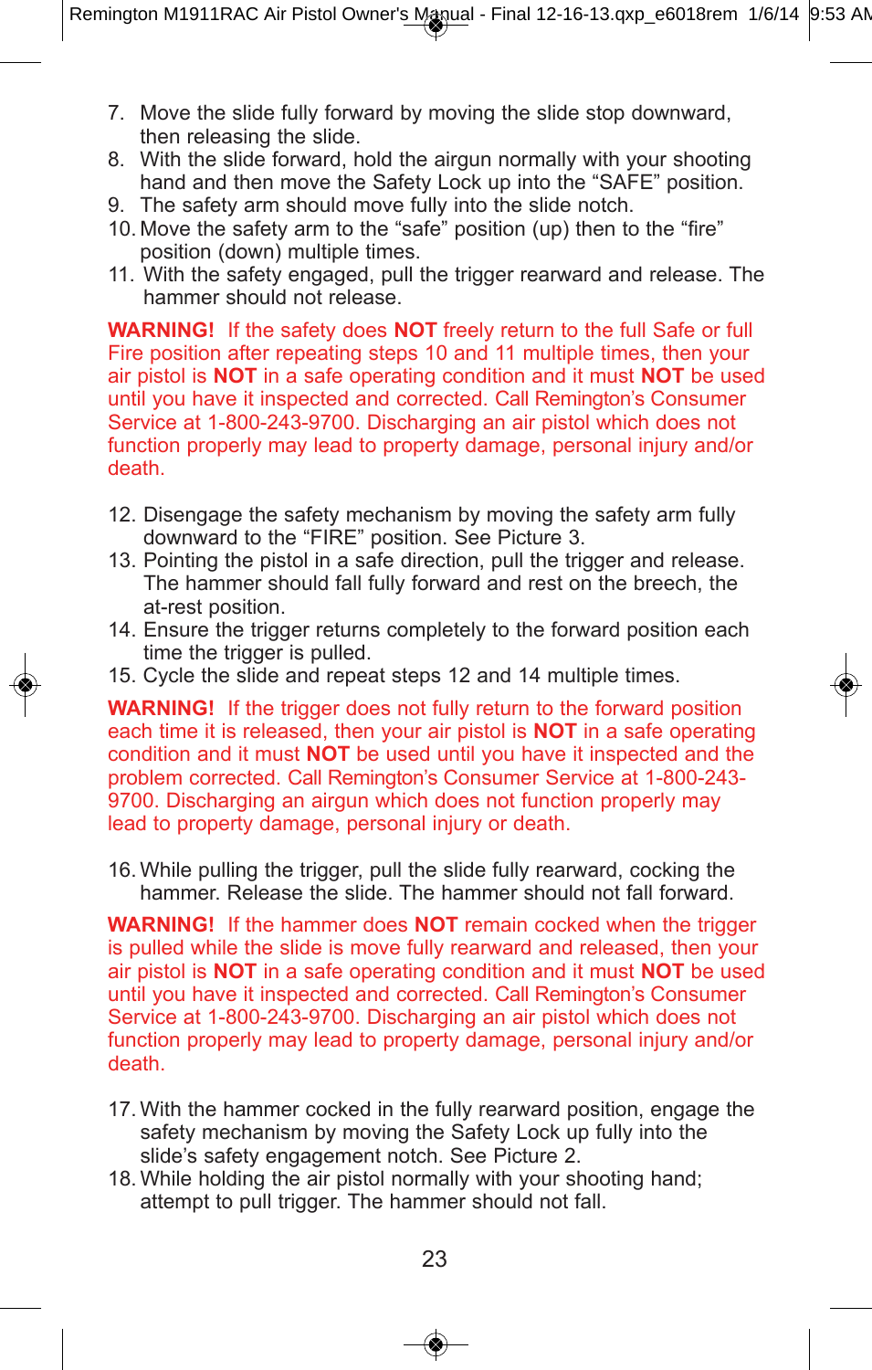7. Move the slide fully forward by moving the slide stop downward, then releasing the slide.
8. With the slide forward, hold the airgun normally with your shooting hand and then move the Safety Lock up into the “SAFE” position.
9. The safety arm should move fully into the slide notch.
10. Move the safety arm to the “safe” position (up) then to the “fire” position (down) multiple times.
11. With the safety engaged, pull the trigger rearward and release. The hammer should not release.

**WARNING!** If the safety does **NOT** freely return to the full Safe or full Fire position after repeating steps 10 and 11 multiple times, then your air pistol is **NOT** in a safe operating condition and it must **NOT** be used until you have it inspected and corrected. Call Remington’s Consumer Service at 1-800-243-9700. Discharging an air pistol which does not function properly may lead to property damage, personal injury and/or death.

12. Disengage the safety mechanism by moving the safety arm fully downward to the “FIRE” position. See Picture 3.
13. Pointing the pistol in a safe direction, pull the trigger and release. The hammer should fall fully forward and rest on the breech, the at-rest position.
14. Ensure the trigger returns completely to the forward position each time the trigger is pulled.
15. Cycle the slide and repeat steps 12 and 14 multiple times.

**WARNING!** If the trigger does not fully return to the forward position each time it is released, then your air pistol is **NOT** in a safe operating condition and it must **NOT** be used until you have it inspected and the problem corrected. Call Remington’s Consumer Service at 1-800-243-9700. Discharging an airgun which does not function properly may lead to property damage, personal injury or death.

16. While pulling the trigger, pull the slide fully rearward, cocking the hammer. Release the slide. The hammer should not fall forward.

**WARNING!** If the hammer does **NOT** remain cocked when the trigger is pulled while the slide is move fully rearward and released, then your air pistol is **NOT** in a safe operating condition and it must **NOT** be used until you have it inspected and corrected. Call Remington’s Consumer Service at 1-800-243-9700. Discharging an air pistol which does not function properly may lead to property damage, personal injury and/or death.

17. With the hammer cocked in the fully rearward position, engage the safety mechanism by moving the Safety Lock up fully into the slide’s safety engagement notch. See Picture 2.
18. While holding the air pistol normally with your shooting hand; attempt to pull trigger. The hammer should not fall.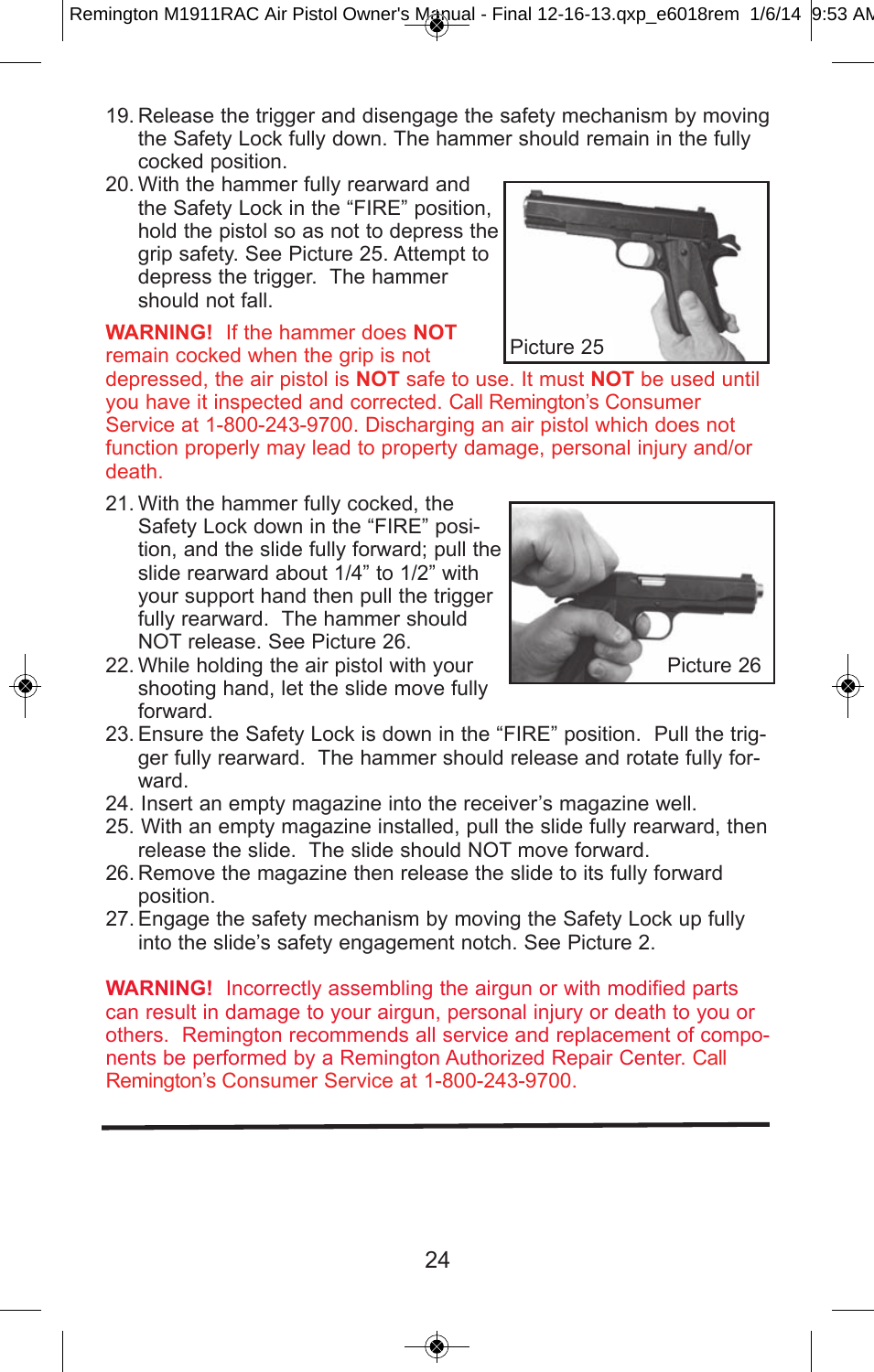19. Release the trigger and disengage the safety mechanism by moving the Safety Lock fully down. The hammer should remain in the fully cocked position.
20. With the hammer fully rearward and the Safety Lock in the “FIRE” position, hold the pistol so as not to depress the grip safety. See Picture 25. Attempt to depress the trigger. The hammer should not fall.

Picture 25

**WARNING!** If the hammer does **NOT** remain cocked when the grip is not depressed, the air pistol is **NOT** safe to use. It must **NOT** be used until you have it inspected and corrected. Call Remington’s Consumer Service at 1-800-243-9700. Discharging an air pistol which does not function properly may lead to property damage, personal injury and/or death.

21. With the hammer fully cocked, the Safety Lock down in the “FIRE” position, and the slide fully forward; pull the slide rearward about 1/4” to 1/2” with your support hand then pull the trigger fully rearward. The hammer should NOT release. See Picture 26.
22. While holding the air pistol with your shooting hand, let the slide move fully forward.
23. Ensure the Safety Lock is down in the “FIRE” position. Pull the trigger fully rearward. The hammer should release and rotate fully forward.
24. Insert an empty magazine into the receiver’s magazine well.
25. With an empty magazine installed, pull the slide fully rearward, then release the slide. The slide should NOT move forward.
26. Remove the magazine then release the slide to its fully forward position.
27. Engage the safety mechanism by moving the Safety Lock up fully into the slide’s safety engagement notch. See Picture 2.

Picture 26

**WARNING!** Incorrectly assembling the airgun or with modified parts can result in damage to your airgun, personal injury or death to you or others. Remington recommends all service and replacement of components be performed by a Remington Authorized Repair Center. Call Remington’s Consumer Service at 1-800-243-9700.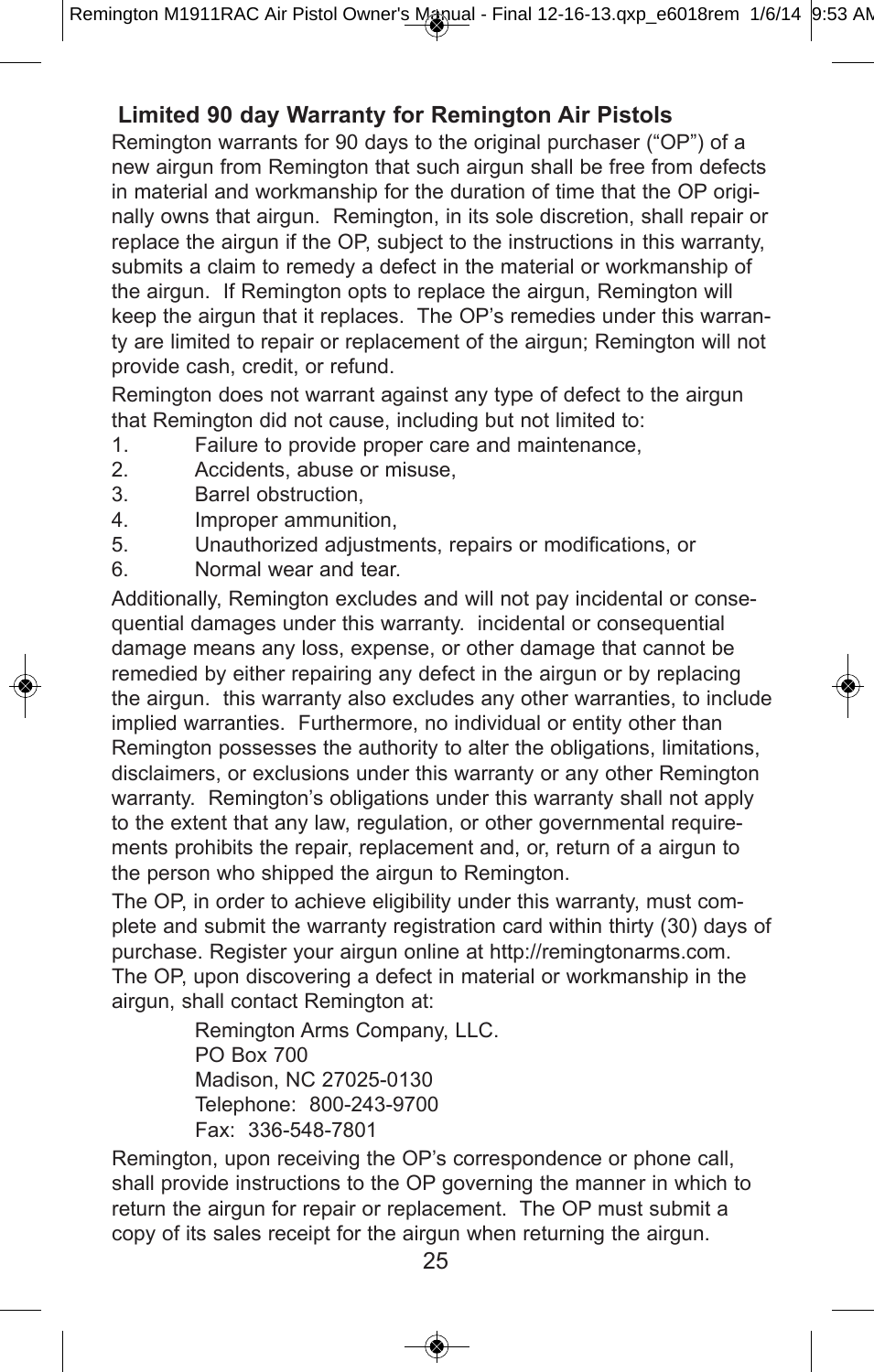## Limited 90 day Warranty for Remington Air Pistols

Remington warrants for 90 days to the original purchaser ("OP") of a new airgun from Remington that such airgun shall be free from defects in material and workmanship for the duration of time that the OP originally owns that airgun. Remington, in its sole discretion, shall repair or replace the airgun if the OP, subject to the instructions in this warranty, submits a claim to remedy a defect in the material or workmanship of the airgun. If Remington opts to replace the airgun, Remington will keep the airgun that it replaces. The OP's remedies under this warranty are limited to repair or replacement of the airgun; Remington will not provide cash, credit, or refund.

Remington does not warrant against any type of defect to the airgun that Remington did not cause, including but not limited to:

1. Failure to provide proper care and maintenance,
2. Accidents, abuse or misuse,
3. Barrel obstruction,
4. Improper ammunition,
5. Unauthorized adjustments, repairs or modifications, or
6. Normal wear and tear.

Additionally, Remington excludes and will not pay incidental or consequential damages under this warranty. incidental or consequential damage means any loss, expense, or other damage that cannot be remedied by either repairing any defect in the airgun or by replacing the airgun. this warranty also excludes any other warranties, to include implied warranties. Furthermore, no individual or entity other than Remington possesses the authority to alter the obligations, limitations, disclaimers, or exclusions under this warranty or any other Remington warranty. Remington's obligations under this warranty shall not apply to the extent that any law, regulation, or other governmental requirements prohibits the repair, replacement and, or, return of a airgun to the person who shipped the airgun to Remington.

The OP, in order to achieve eligibility under this warranty, must complete and submit the warranty registration card within thirty (30) days of purchase. Register your airgun online at http://remingtonarms.com. The OP, upon discovering a defect in material or workmanship in the airgun, shall contact Remington at:

Remington Arms Company, LLC.
PO Box 700
Madison, NC 27025-0130
Telephone: 800-243-9700
Fax: 336-548-7801

Remington, upon receiving the OP's correspondence or phone call, shall provide instructions to the OP governing the manner in which to return the airgun for repair or replacement. The OP must submit a copy of its sales receipt for the airgun when returning the airgun.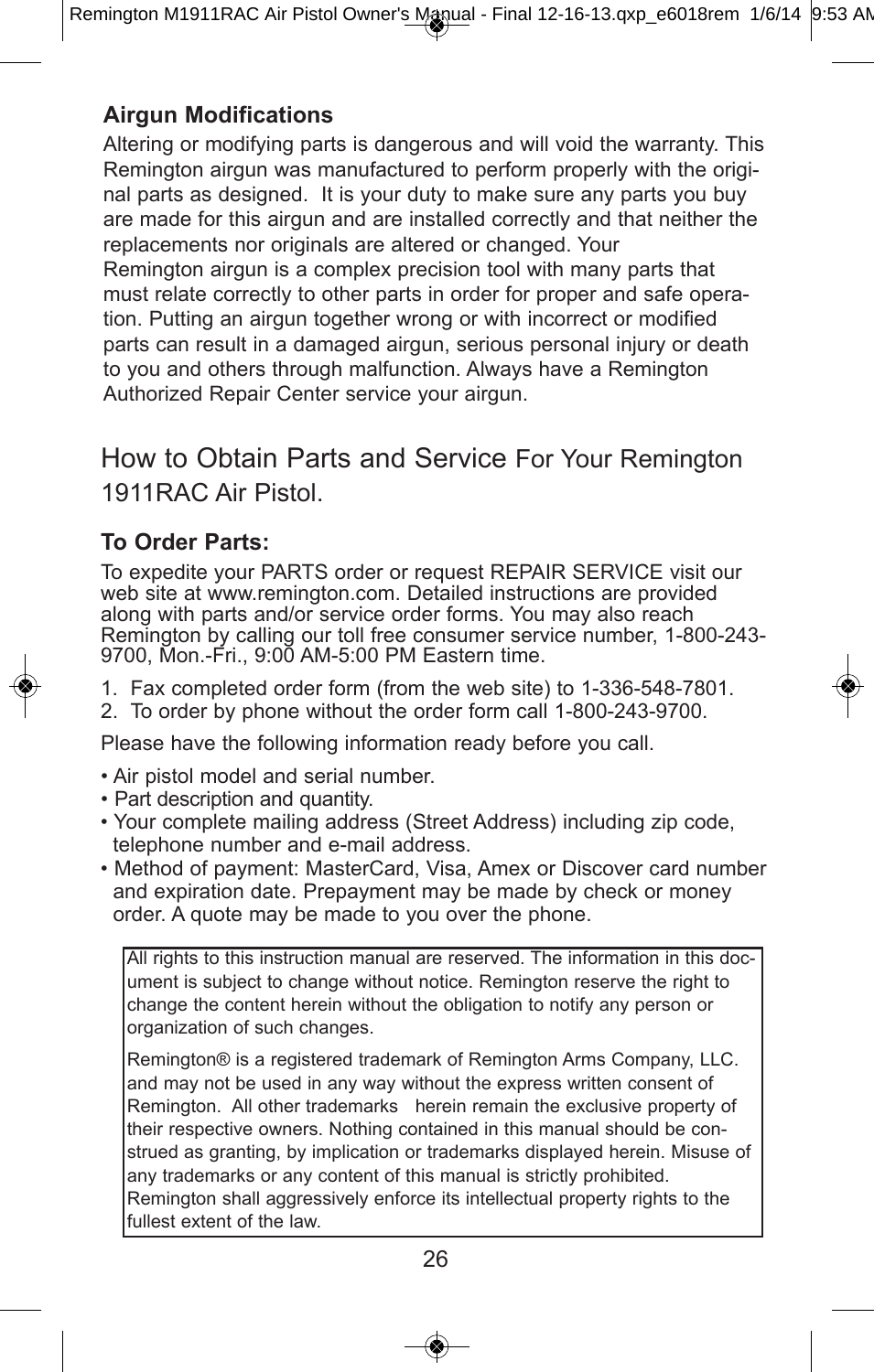### Airgun Modifications

Altering or modifying parts is dangerous and will void the warranty. This Remington airgun was manufactured to perform properly with the original parts as designed. It is your duty to make sure any parts you buy are made for this airgun and are installed correctly and that neither the replacements nor originals are altered or changed. Your Remington airgun is a complex precision tool with many parts that must relate correctly to other parts in order for proper and safe operation. Putting an airgun together wrong or with incorrect or modified parts can result in a damaged airgun, serious personal injury or death to you and others through malfunction. Always have a Remington Authorized Repair Center service your airgun.

## How to Obtain Parts and Service For Your Remington 1911RAC Air Pistol.

### To Order Parts:

To expedite your PARTS order or request REPAIR SERVICE visit our web site at www.remington.com. Detailed instructions are provided along with parts and/or service order forms. You may also reach Remington by calling our toll free consumer service number, 1-800-243-9700, Mon.-Fri., 9:00 AM-5:00 PM Eastern time.

1. Fax completed order form (from the web site) to 1-336-548-7801.
2. To order by phone without the order form call 1-800-243-9700.

Please have the following information ready before you call.

- Air pistol model and serial number.
- Part description and quantity.
- Your complete mailing address (Street Address) including zip code, telephone number and e-mail address.
- Method of payment: MasterCard, Visa, Amex or Discover card number and expiration date. Prepayment may be made by check or money order. A quote may be made to you over the phone.

All rights to this instruction manual are reserved. The information in this document is subject to change without notice. Remington reserve the right to change the content herein without the obligation to notify any person or organization of such changes.

Remington® is a registered trademark of Remington Arms Company, LLC. and may not be used in any way without the express written consent of Remington. All other trademarks herein remain the exclusive property of their respective owners. Nothing contained in this manual should be construed as granting, by implication or trademarks displayed herein. Misuse of any trademarks or any content of this manual is strictly prohibited. Remington shall aggressively enforce its intellectual property rights to the fullest extent of the law.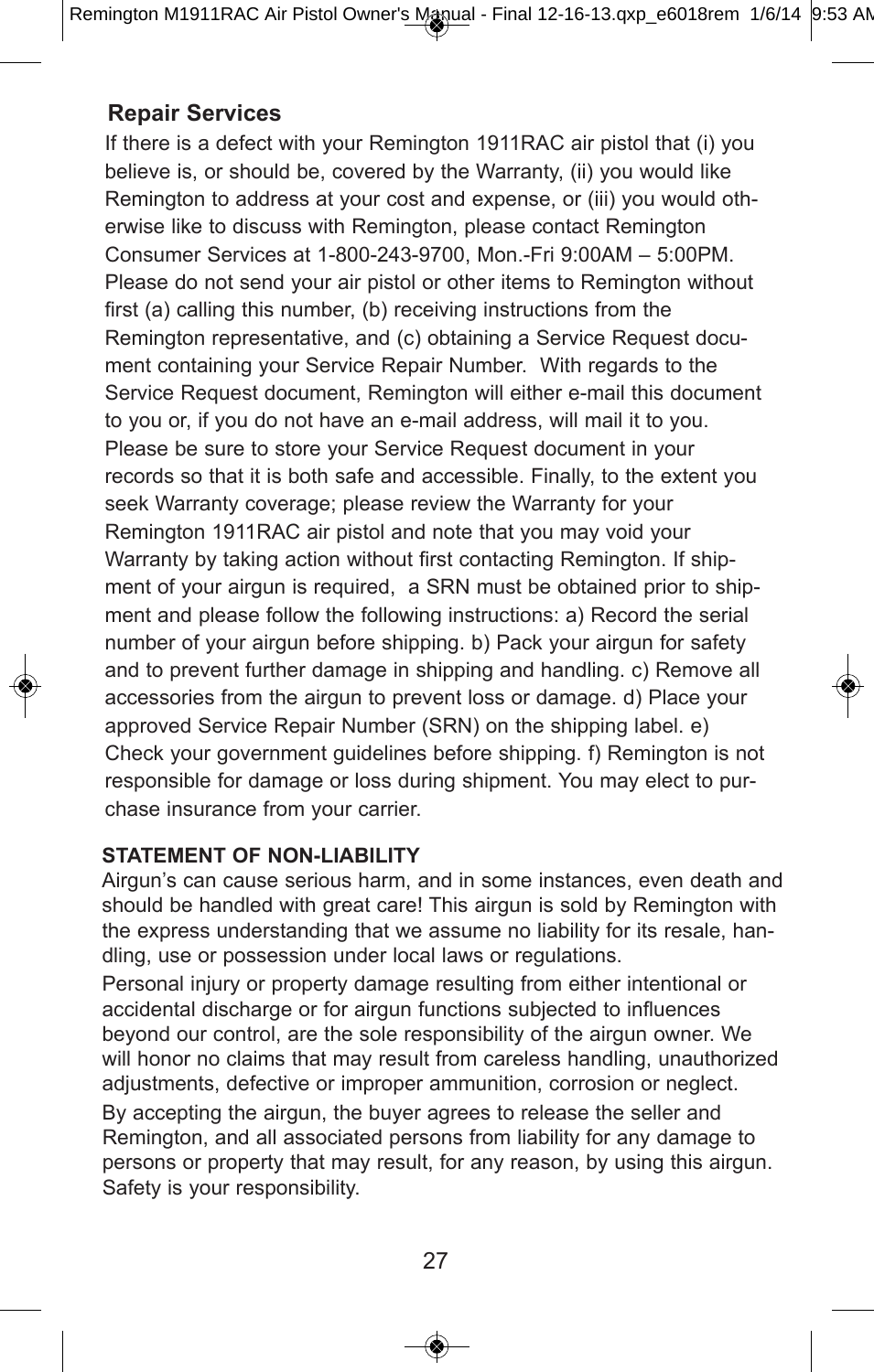## Repair Services

If there is a defect with your Remington 1911RAC air pistol that (i) you believe is, or should be, covered by the Warranty, (ii) you would like Remington to address at your cost and expense, or (iii) you would otherwise like to discuss with Remington, please contact Remington Consumer Services at 1-800-243-9700, Mon.-Fri 9:00AM – 5:00PM. Please do not send your air pistol or other items to Remington without first (a) calling this number, (b) receiving instructions from the Remington representative, and (c) obtaining a Service Request document containing your Service Repair Number. With regards to the Service Request document, Remington will either e-mail this document to you or, if you do not have an e-mail address, will mail it to you. Please be sure to store your Service Request document in your records so that it is both safe and accessible. Finally, to the extent you seek Warranty coverage; please review the Warranty for your Remington 1911RAC air pistol and note that you may void your Warranty by taking action without first contacting Remington. If shipment of your airgun is required, a SRN must be obtained prior to shipment and please follow the following instructions: a) Record the serial number of your airgun before shipping. b) Pack your airgun for safety and to prevent further damage in shipping and handling. c) Remove all accessories from the airgun to prevent loss or damage. d) Place your approved Service Repair Number (SRN) on the shipping label. e) Check your government guidelines before shipping. f) Remington is not responsible for damage or loss during shipment. You may elect to purchase insurance from your carrier.

**STATEMENT OF NON-LIABILITY**

Airgun's can cause serious harm, and in some instances, even death and should be handled with great care! This airgun is sold by Remington with the express understanding that we assume no liability for its resale, handling, use or possession under local laws or regulations.

Personal injury or property damage resulting from either intentional or accidental discharge or for airgun functions subjected to influences beyond our control, are the sole responsibility of the airgun owner. We will honor no claims that may result from careless handling, unauthorized adjustments, defective or improper ammunition, corrosion or neglect.

By accepting the airgun, the buyer agrees to release the seller and Remington, and all associated persons from liability for any damage to persons or property that may result, for any reason, by using this airgun. Safety is your responsibility.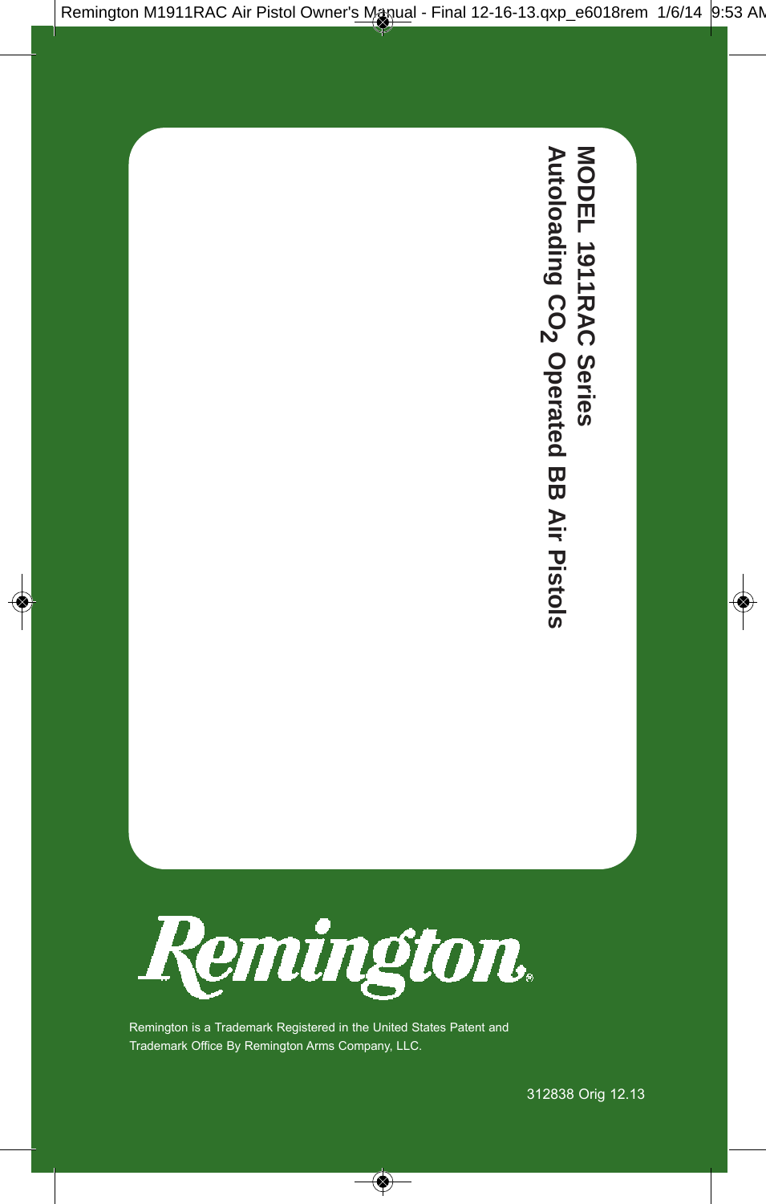# MODEL 1911RAC Series

## Autoloading $CO_2$ Operated BB Air Pistols

Remington

Remington is a Trademark Registered in the United States Patent and Trademark Office By Remington Arms Company, LLC.

312838 Orig 12.13